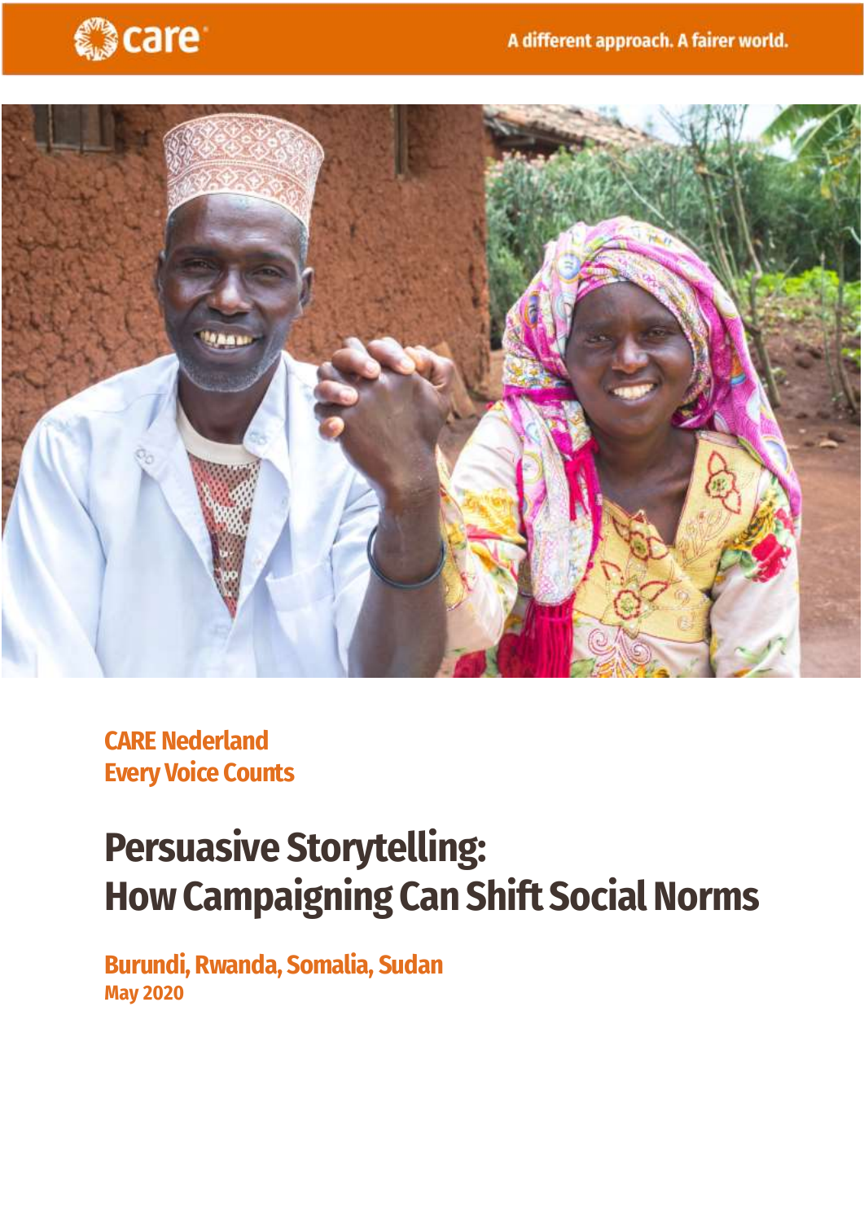care

A different approach. A fairer world.

**CARE Nederland**
**Every Voice Counts**

# Persuasive Storytelling: How Campaigning Can Shift Social Norms

**Burundi, Rwanda, Somalia, Sudan**
**May 2020**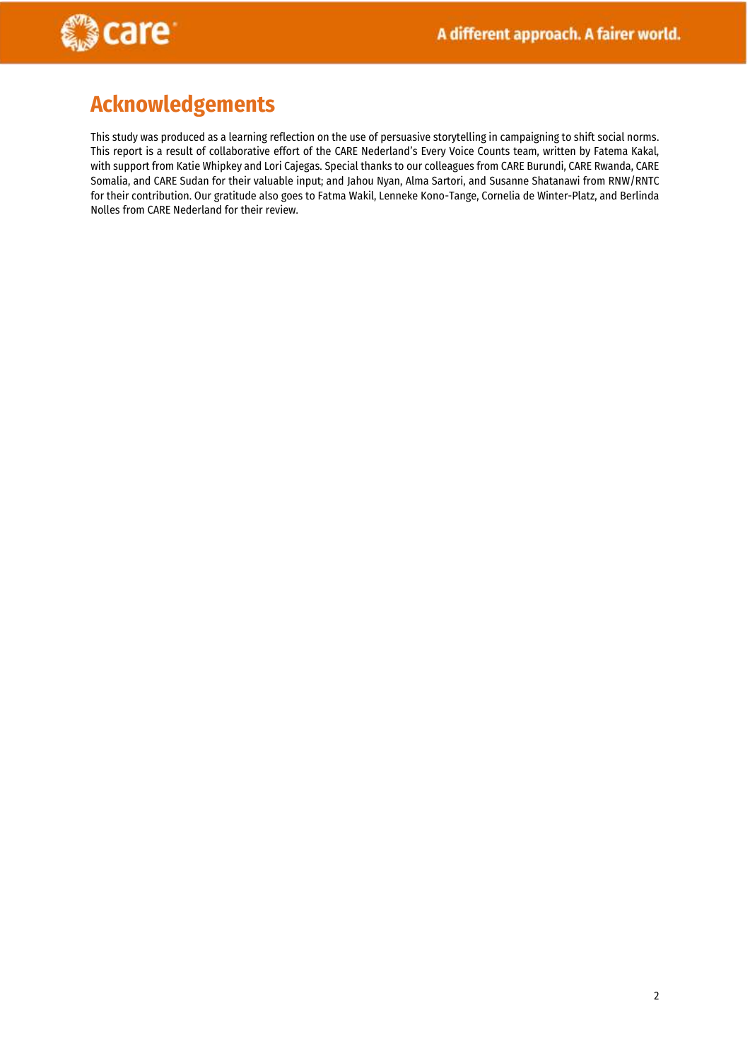# Acknowledgements

This study was produced as a learning reflection on the use of persuasive storytelling in campaigning to shift social norms. This report is a result of collaborative effort of the CARE Nederland's Every Voice Counts team, written by Fatema Kakal, with support from Katie Whipkey and Lori Cajegas. Special thanks to our colleagues from CARE Burundi, CARE Rwanda, CARE Somalia, and CARE Sudan for their valuable input; and Jahou Nyan, Alma Sartori, and Susanne Shatanawi from RNW/RNTC for their contribution. Our gratitude also goes to Fatma Wakil, Lenneke Kono-Tange, Cornelia de Winter-Platz, and Berlinda Nolles from CARE Nederland for their review.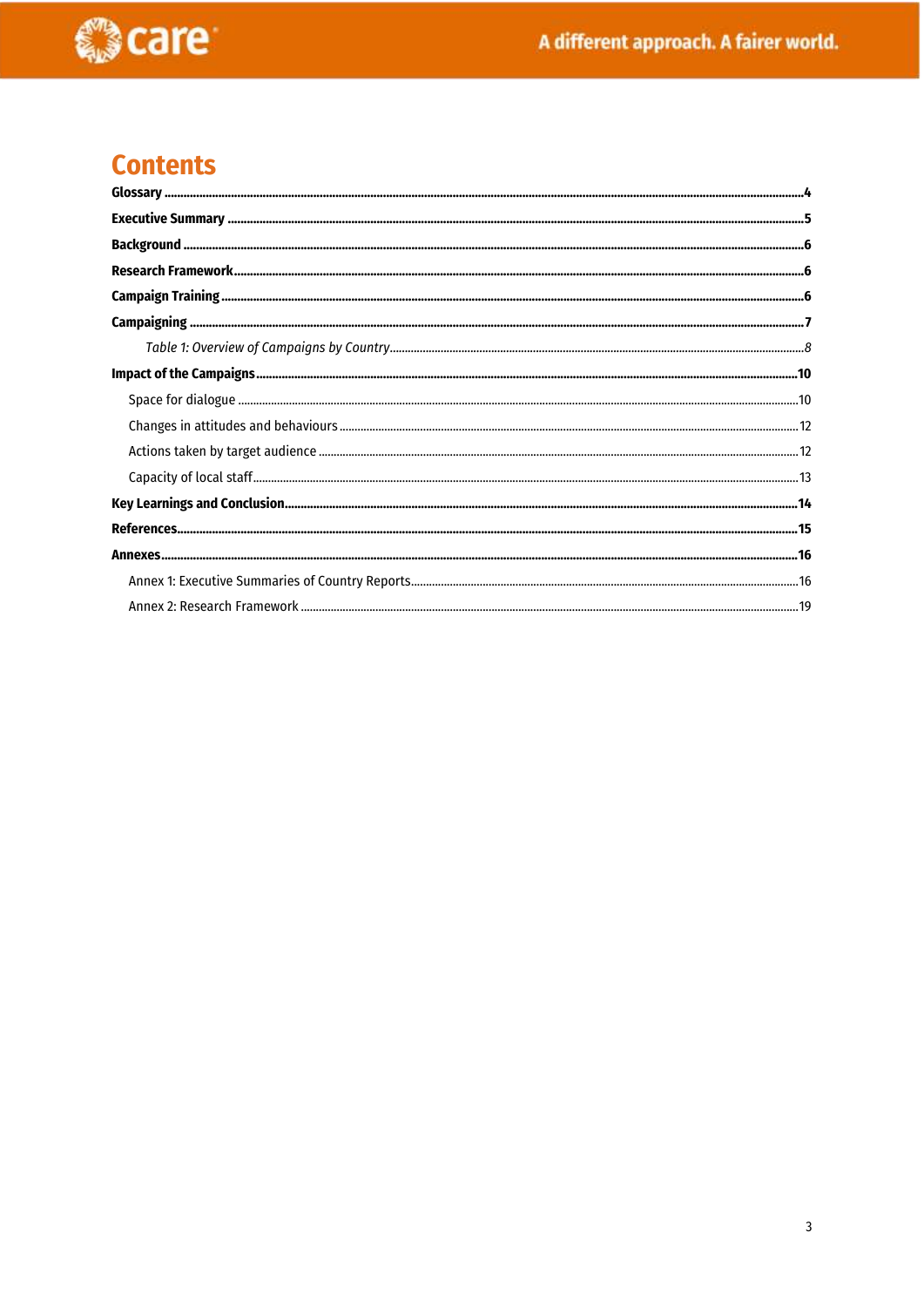# Contents

**Glossary** ....................................................................................................................................................4

**Executive Summary** ..........................................................................................................................5

**Background** ..........................................................................................................................................6

**Research Framework**........................................................................................................................6

**Campaign Training** .............................................................................................................................6

**Campaigning** ........................................................................................................................................7

*Table 1: Overview of Campaigns by Country*..........................................................................8

**Impact of the Campaigns**..............................................................................................................10

Space for dialogue ..................................................................................................................10

Changes in attitudes and behaviours .................................................................................12

Actions taken by target audience .......................................................................................12

Capacity of local staff..............................................................................................................13

**Key Learnings and Conclusion**.......................................................................................................14

**References**...........................................................................................................................................15

**Annexes**................................................................................................................................................16

Annex 1: Executive Summaries of Country Reports.........................................................16

Annex 2: Research Framework ..............................................................................................19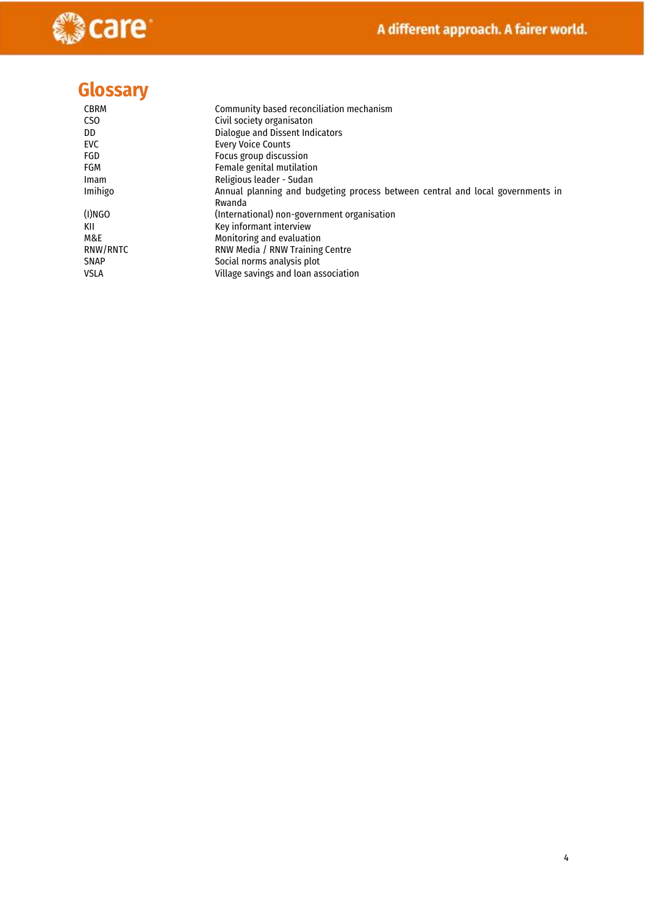# Glossary

| | |
|---|---|
| CBRM | Community based reconciliation mechanism |
| CSO | Civil society organisaton |
| DD | Dialogue and Dissent Indicators |
| EVC | Every Voice Counts |
| FGD | Focus group discussion |
| FGM | Female genital mutilation |
| Imam | Religious leader - Sudan |
| Imihigo | Annual planning and budgeting process between central and local governments in Rwanda |
| (I)NGO | (International) non-government organisation |
| KII | Key informant interview |
| M&E | Monitoring and evaluation |
| RNW/RNTC | RNW Media / RNW Training Centre |
| SNAP | Social norms analysis plot |
| VSLA | Village savings and loan association |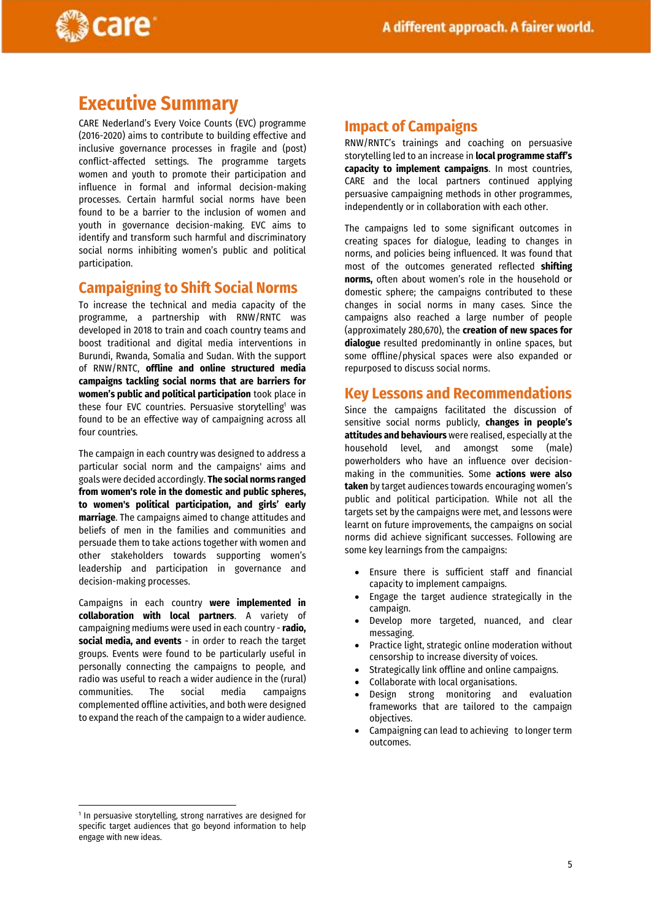# Executive Summary

CARE Nederland's Every Voice Counts (EVC) programme (2016-2020) aims to contribute to building effective and inclusive governance processes in fragile and (post) conflict-affected settings. The programme targets women and youth to promote their participation and influence in formal and informal decision-making processes. Certain harmful social norms have been found to be a barrier to the inclusion of women and youth in governance decision-making. EVC aims to identify and transform such harmful and discriminatory social norms inhibiting women's public and political participation.

## Campaigning to Shift Social Norms

To increase the technical and media capacity of the programme, a partnership with RNW/RNTC was developed in 2018 to train and coach country teams and boost traditional and digital media interventions in Burundi, Rwanda, Somalia and Sudan. With the support of RNW/RNTC, **offline and online structured media campaigns tackling social norms that are barriers for women's public and political participation** took place in these four EVC countries. Persuasive storytelling[1] was found to be an effective way of campaigning across all four countries.

The campaign in each country was designed to address a particular social norm and the campaigns' aims and goals were decided accordingly. **The social norms ranged from women's role in the domestic and public spheres, to women's political participation, and girls' early marriage**. The campaigns aimed to change attitudes and beliefs of men in the families and communities and persuade them to take actions together with women and other stakeholders supporting women's leadership and participation in governance and decision-making processes.

Campaigns in each country **were implemented in collaboration with local partners**. A variety of campaigning mediums were used in each country - **radio, social media, and events** - in order to reach the target groups. Events were found to be particularly useful in personally connecting the campaigns to people, and radio was useful to reach a wider audience in the (rural) communities. The social media campaigns complemented offline activities, and both were designed to expand the reach of the campaign to a wider audience.

## Impact of Campaigns

RNW/RNTC's trainings and coaching on persuasive storytelling led to an increase in **local programme staff's capacity to implement campaigns**. In most countries, CARE and the local partners continued applying persuasive campaigning methods in other programmes, independently or in collaboration with each other.

The campaigns led to some significant outcomes in creating spaces for dialogue, leading to changes in norms, and policies being influenced. It was found that most of the outcomes generated reflected **shifting norms,** often about women's role in the household or domestic sphere; the campaigns contributed to these changes in social norms in many cases. Since the campaigns also reached a large number of people (approximately 280,670), the **creation of new spaces for dialogue** resulted predominantly in online spaces, but some offline/physical spaces were also expanded or repurposed to discuss social norms.

## Key Lessons and Recommendations

Since the campaigns facilitated the discussion of sensitive social norms publicly, **changes in people's attitudes and behaviours** were realised, especially at the household level, and amongst some (male) powerholders who have an influence over decision-making in the communities. Some **actions were also taken** by target audiences towards encouraging women's public and political participation. While not all the targets set by the campaigns were met, and lessons were learnt on future improvements, the campaigns on social norms did achieve significant successes. Following are some key learnings from the campaigns:

- Ensure there is sufficient staff and financial capacity to implement campaigns.
- Engage the target audience strategically in the campaign.
- Develop more targeted, nuanced, and clear messaging.
- Practice light, strategic online moderation without censorship to increase diversity of voices.
- Strategically link offline and online campaigns.
- Collaborate with local organisations.
- Design strong monitoring and evaluation frameworks that are tailored to the campaign objectives.
- Campaigning can lead to achieving to longer term outcomes.

---

[1] In persuasive storytelling, strong narratives are designed for specific target audiences that go beyond information to help engage with new ideas.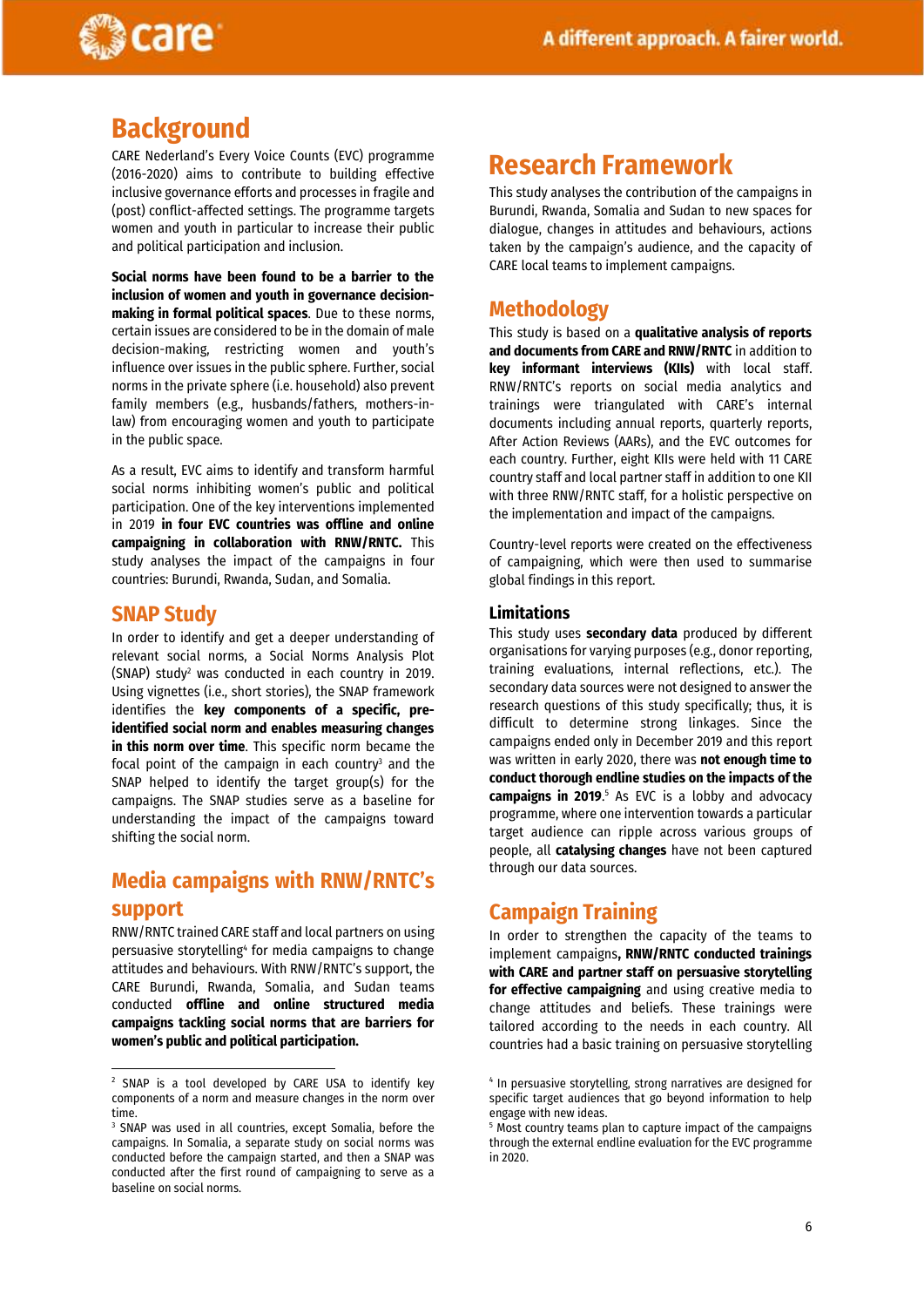## Background

CARE Nederland's Every Voice Counts (EVC) programme (2016-2020) aims to contribute to building effective inclusive governance efforts and processes in fragile and (post) conflict-affected settings. The programme targets women and youth in particular to increase their public and political participation and inclusion.

**Social norms have been found to be a barrier to the inclusion of women and youth in governance decision-making in formal political spaces**. Due to these norms, certain issues are considered to be in the domain of male decision-making, restricting women and youth's influence over issues in the public sphere. Further, social norms in the private sphere (i.e. household) also prevent family members (e.g., husbands/fathers, mothers-in-law) from encouraging women and youth to participate in the public space.

As a result, EVC aims to identify and transform harmful social norms inhibiting women's public and political participation. One of the key interventions implemented in 2019 **in four EVC countries was offline and online campaigning in collaboration with RNW/RNTC.** This study analyses the impact of the campaigns in four countries: Burundi, Rwanda, Sudan, and Somalia.

## SNAP Study

In order to identify and get a deeper understanding of relevant social norms, a Social Norms Analysis Plot (SNAP) study[2] was conducted in each country in 2019. Using vignettes (i.e., short stories), the SNAP framework identifies the **key components of a specific, pre-identified social norm and enables measuring changes in this norm over time**. This specific norm became the focal point of the campaign in each country[3] and the SNAP helped to identify the target group(s) for the campaigns. The SNAP studies serve as a baseline for understanding the impact of the campaigns toward shifting the social norm.

## Media campaigns with RNW/RNTC's support

RNW/RNTC trained CARE staff and local partners on using persuasive storytelling[4] for media campaigns to change attitudes and behaviours. With RNW/RNTC's support, the CARE Burundi, Rwanda, Somalia, and Sudan teams conducted **offline and online structured media campaigns tackling social norms that are barriers for women's public and political participation.**

## Research Framework

This study analyses the contribution of the campaigns in Burundi, Rwanda, Somalia and Sudan to new spaces for dialogue, changes in attitudes and behaviours, actions taken by the campaign's audience, and the capacity of CARE local teams to implement campaigns.

## Methodology

This study is based on a **qualitative analysis of reports and documents from CARE and RNW/RNTC** in addition to **key informant interviews (KIIs)** with local staff. RNW/RNTC's reports on social media analytics and trainings were triangulated with CARE's internal documents including annual reports, quarterly reports, After Action Reviews (AARs), and the EVC outcomes for each country. Further, eight KIIs were held with 11 CARE country staff and local partner staff in addition to one KII with three RNW/RNTC staff, for a holistic perspective on the implementation and impact of the campaigns.

Country-level reports were created on the effectiveness of campaigning, which were then used to summarise global findings in this report.

### Limitations

This study uses **secondary data** produced by different organisations for varying purposes (e.g., donor reporting, training evaluations, internal reflections, etc.). The secondary data sources were not designed to answer the research questions of this study specifically; thus, it is difficult to determine strong linkages. Since the campaigns ended only in December 2019 and this report was written in early 2020, there was **not enough time to conduct thorough endline studies on the impacts of the campaigns in 2019**.[5] As EVC is a lobby and advocacy programme, where one intervention towards a particular target audience can ripple across various groups of people, all **catalysing changes** have not been captured through our data sources.

## Campaign Training

In order to strengthen the capacity of the teams to implement campaigns**, RNW/RNTC conducted trainings with CARE and partner staff on persuasive storytelling for effective campaigning** and using creative media to change attitudes and beliefs. These trainings were tailored according to the needs in each country. All countries had a basic training on persuasive storytelling

---

[2] SNAP is a tool developed by CARE USA to identify key components of a norm and measure changes in the norm over time.

[3] SNAP was used in all countries, except Somalia, before the campaigns. In Somalia, a separate study on social norms was conducted before the campaign started, and then a SNAP was conducted after the first round of campaigning to serve as a baseline on social norms.

[4] In persuasive storytelling, strong narratives are designed for specific target audiences that go beyond information to help engage with new ideas.

[5] Most country teams plan to capture impact of the campaigns through the external endline evaluation for the EVC programme in 2020.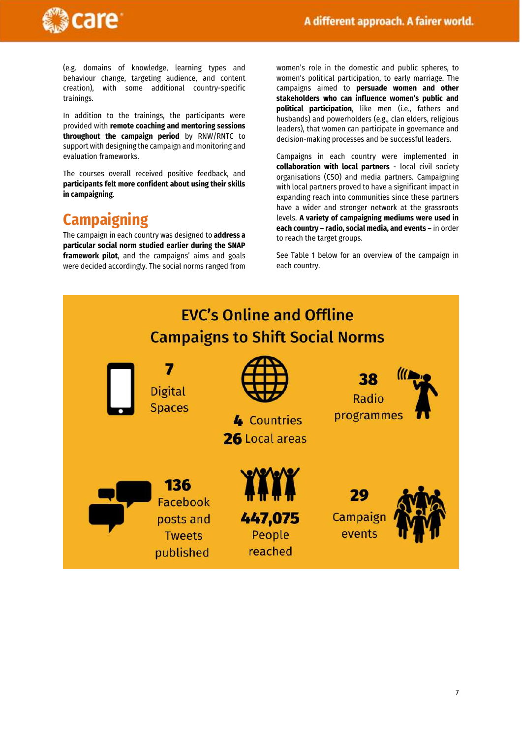(e.g. domains of knowledge, learning types and behaviour change, targeting audience, and content creation), with some additional country-specific trainings.

In addition to the trainings, the participants were provided with **remote coaching and mentoring sessions throughout the campaign period** by RNW/RNTC to support with designing the campaign and monitoring and evaluation frameworks.

The courses overall received positive feedback, and **participants felt more confident about using their skills in campaigning**.

## Campaigning

The campaign in each country was designed to **address a particular social norm studied earlier during the SNAP framework pilot**, and the campaigns' aims and goals were decided accordingly. The social norms ranged from women's role in the domestic and public spheres, to women's political participation, to early marriage. The campaigns aimed to **persuade women and other stakeholders who can influence women's public and political participation**, like men (i.e., fathers and husbands) and powerholders (e.g., clan elders, religious leaders), that women can participate in governance and decision-making processes and be successful leaders.

Campaigns in each country were implemented in **collaboration with local partners** - local civil society organisations (CSO) and media partners. Campaigning with local partners proved to have a significant impact in expanding reach into communities since these partners have a wider and stronger network at the grassroots levels. **A variety of campaigning mediums were used in each country – radio, social media, and events –** in order to reach the target groups.

See Table 1 below for an overview of the campaign in each country.

### EVC's Online and Offline Campaigns to Shift Social Norms

- **7** Digital Spaces
- **4** Countries, **26** Local areas
- **38** Radio programmes
- **136** Facebook posts and Tweets published
- **447,075** People reached
- **29** Campaign events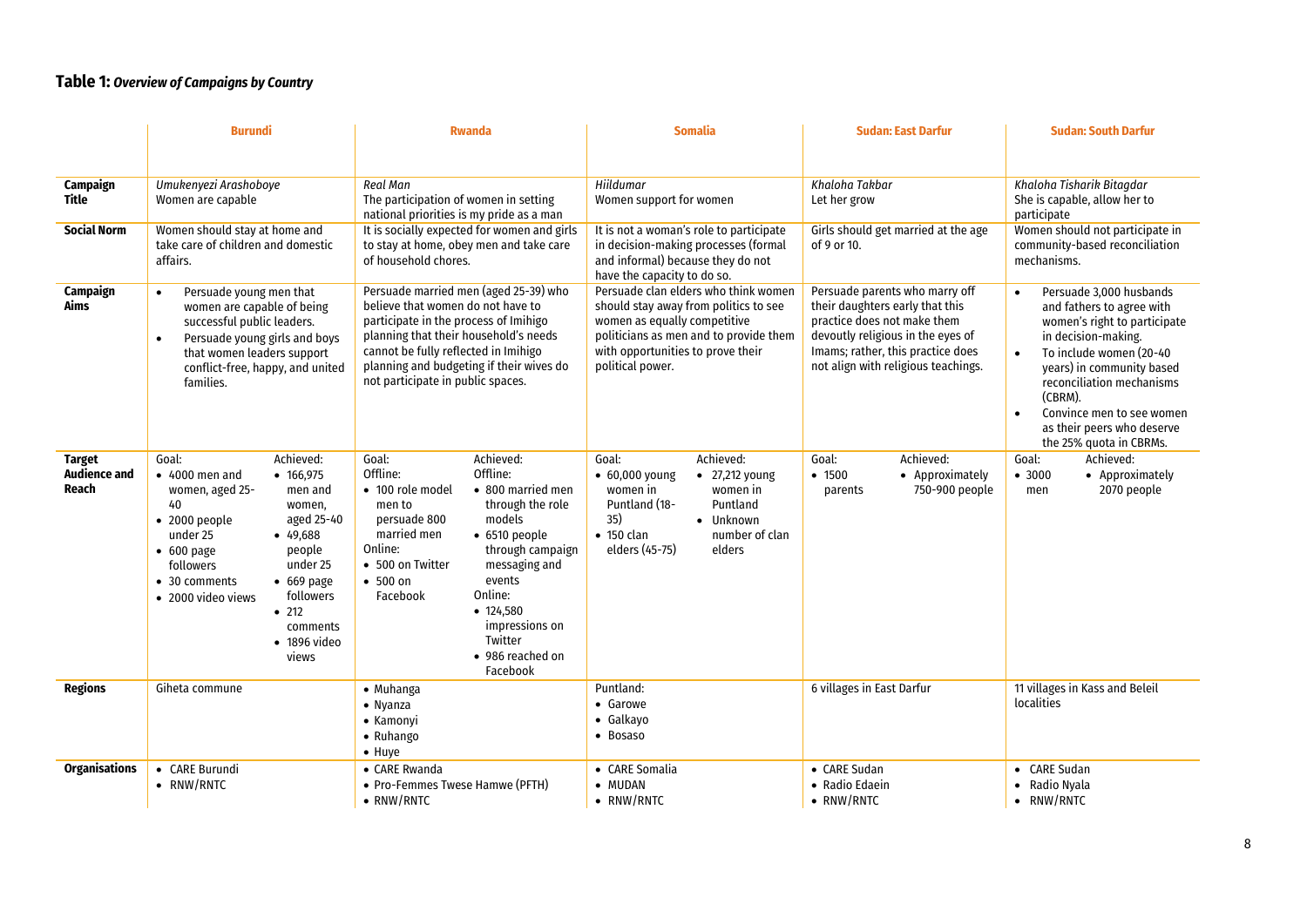## **Table 1:** ***Overview of Campaigns by Country***

| | Burundi | Rwanda | Somalia | Sudan: East Darfur | Sudan: South Darfur |
|---|---|---|---|---|---|
| **Campaign Title** | *Umukenyezi Arashoboye*<br>Women are capable | *Real Man*<br>The participation of women in setting national priorities is my pride as a man | *Hiildumar*<br>Women support for women | *Khaloha Takbar*<br>Let her grow | *Khaloha Tisharik Bitagdar*<br>She is capable, allow her to participate |
| **Social Norm** | Women should stay at home and take care of children and domestic affairs. | It is socially expected for women and girls to stay at home, obey men and take care of household chores. | It is not a woman's role to participate in decision-making processes (formal and informal) because they do not have the capacity to do so. | Girls should get married at the age of 9 or 10. | Women should not participate in community-based reconciliation mechanisms. |
| **Campaign Aims** | • Persuade young men that women are capable of being successful public leaders.<br>• Persuade young girls and boys that women leaders support conflict-free, happy, and united families. | Persuade married men (aged 25-39) who believe that women do not have to participate in the process of Imihigo planning that their household's needs cannot be fully reflected in Imihigo planning and budgeting if their wives do not participate in public spaces. | Persuade clan elders who think women should stay away from politics to see women as equally competitive politicians as men and to provide them with opportunities to prove their political power. | Persuade parents who marry off their daughters early that this practice does not make them devoutly religious in the eyes of Imams; rather, this practice does not align with religious teachings. | • Persuade 3,000 husbands and fathers to agree with women's right to participate in decision-making.<br>• To include women (20-40 years) in community based reconciliation mechanisms (CBRM).<br>• Convince men to see women as their peers who deserve the 25% quota in CBRMs. |
| **Target Audience and Reach** | Goal:<br>• 4000 men and women, aged 25-40<br>• 2000 people under 25<br>• 600 page followers<br>• 30 comments<br>• 2000 video views<br><br>Achieved:<br>• 166,975 men and women, aged 25-40<br>• 49,688 people under 25<br>• 669 page followers<br>• 212 comments<br>• 1896 video views | Goal:<br>Offline:<br>• 100 role model men to persuade 800 married men<br>Online:<br>• 500 on Twitter<br>• 500 on Facebook<br><br>Achieved:<br>Offline:<br>• 800 married men through the role models<br>• 6510 people through campaign messaging and events<br>Online:<br>• 124,580 impressions on Twitter<br>• 986 reached on Facebook | Goal:<br>• 60,000 young women in Puntland (18-35)<br>• 150 clan elders (45-75)<br><br>Achieved:<br>• 27,212 young women in Puntland<br>• Unknown number of clan elders | Goal:<br>• 1500 parents<br><br>Achieved:<br>• Approximately 750-900 people | Goal:<br>• 3000 men<br><br>Achieved:<br>• Approximately 2070 people |
| **Regions** | Giheta commune | • Muhanga<br>• Nyanza<br>• Kamonyi<br>• Ruhango<br>• Huye | Puntland:<br>• Garowe<br>• Galkayo<br>• Bosaso | 6 villages in East Darfur | 11 villages in Kass and Beleil localities |
| **Organisations** | • CARE Burundi<br>• RNW/RNTC | • CARE Rwanda<br>• Pro-Femmes Twese Hamwe (PFTH)<br>• RNW/RNTC | • CARE Somalia<br>• MUDAN<br>• RNW/RNTC | • CARE Sudan<br>• Radio Edaein<br>• RNW/RNTC | • CARE Sudan<br>• Radio Nyala<br>• RNW/RNTC |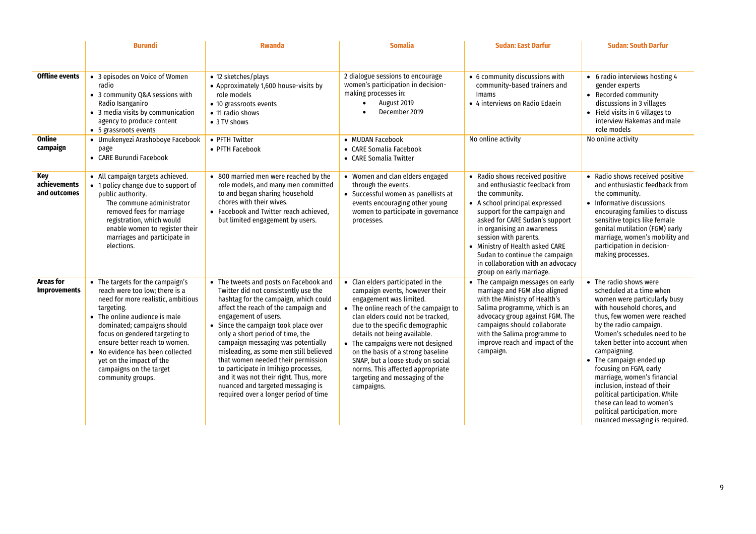| | Burundi | Rwanda | Somalia | Sudan: East Darfur | Sudan: South Darfur |
|---|---|---|---|---|---|
| **Offline events** | • 3 episodes on Voice of Women radio<br>• 3 community Q&A sessions with Radio Isanganiro<br>• 3 media visits by communication agency to produce content<br>• 5 grassroots events | • 12 sketches/plays<br>• Approximately 1,600 house-visits by role models<br>• 10 grassroots events<br>• 11 radio shows<br>• 3 TV shows | 2 dialogue sessions to encourage women's participation in decision-making processes in:<br>• August 2019<br>• December 2019 | • 6 community discussions with community-based trainers and Imams<br>• 4 interviews on Radio Edaein | • 6 radio interviews hosting 4 gender experts<br>• Recorded community discussions in 3 villages<br>• Field visits in 6 villages to interview Hakemas and male role models |
| **Online campaign** | • Umukenyezi Arashoboye Facebook page<br>• CARE Burundi Facebook | • PFTH Twitter<br>• PFTH Facebook | • MUDAN Facebook<br>• CARE Somalia Facebook<br>• CARE Somalia Twitter | No online activity | No online activity |
| **Key achievements and outcomes** | • All campaign targets achieved.<br>• 1 policy change due to support of public authority. The commune administrator removed fees for marriage registration, which would enable women to register their marriages and participate in elections. | • 800 married men were reached by the role models, and many men committed to and began sharing household chores with their wives.<br>• Facebook and Twitter reach achieved, but limited engagement by users. | • Women and clan elders engaged through the events.<br>• Successful women as panellists at events encouraging other young women to participate in governance processes. | • Radio shows received positive and enthusiastic feedback from the community.<br>• A school principal expressed support for the campaign and asked for CARE Sudan's support in organising an awareness session with parents.<br>• Ministry of Health asked CARE Sudan to continue the campaign in collaboration with an advocacy group on early marriage. | • Radio shows received positive and enthusiastic feedback from the community.<br>• Informative discussions encouraging families to discuss sensitive topics like female genital mutilation (FGM) early marriage, women's mobility and participation in decision-making processes. |
| **Areas for Improvements** | • The targets for the campaign's reach were too low; there is a need for more realistic, ambitious targeting.<br>• The online audience is male dominated; campaigns should focus on gendered targeting to ensure better reach to women.<br>• No evidence has been collected yet on the impact of the campaigns on the target community groups. | • The tweets and posts on Facebook and Twitter did not consistently use the hashtag for the campaign, which could affect the reach of the campaign and engagement of users.<br>• Since the campaign took place over only a short period of time, the campaign messaging was potentially misleading, as some men still believed that women needed their permission to participate in Imihigo processes, and it was not their right. Thus, more nuanced and targeted messaging is required over a longer period of time | • Clan elders participated in the campaign events, however their engagement was limited.<br>• The online reach of the campaign to clan elders could not be tracked, due to the specific demographic details not being available.<br>• The campaigns were not designed on the basis of a strong baseline SNAP, but a loose study on social norms. This affected appropriate targeting and messaging of the campaigns. | • The campaign messages on early marriage and FGM also aligned with the Ministry of Health's Salima programme, which is an advocacy group against FGM. The campaigns should collaborate with the Salima programme to improve reach and impact of the campaign. | • The radio shows were scheduled at a time when women were particularly busy with household chores, and thus, few women were reached by the radio campaign. Women's schedules need to be taken better into account when campaigning.<br>• The campaign ended up focusing on FGM, early marriage, women's financial inclusion, instead of their political participation. While these can lead to women's political participation, more nuanced messaging is required. |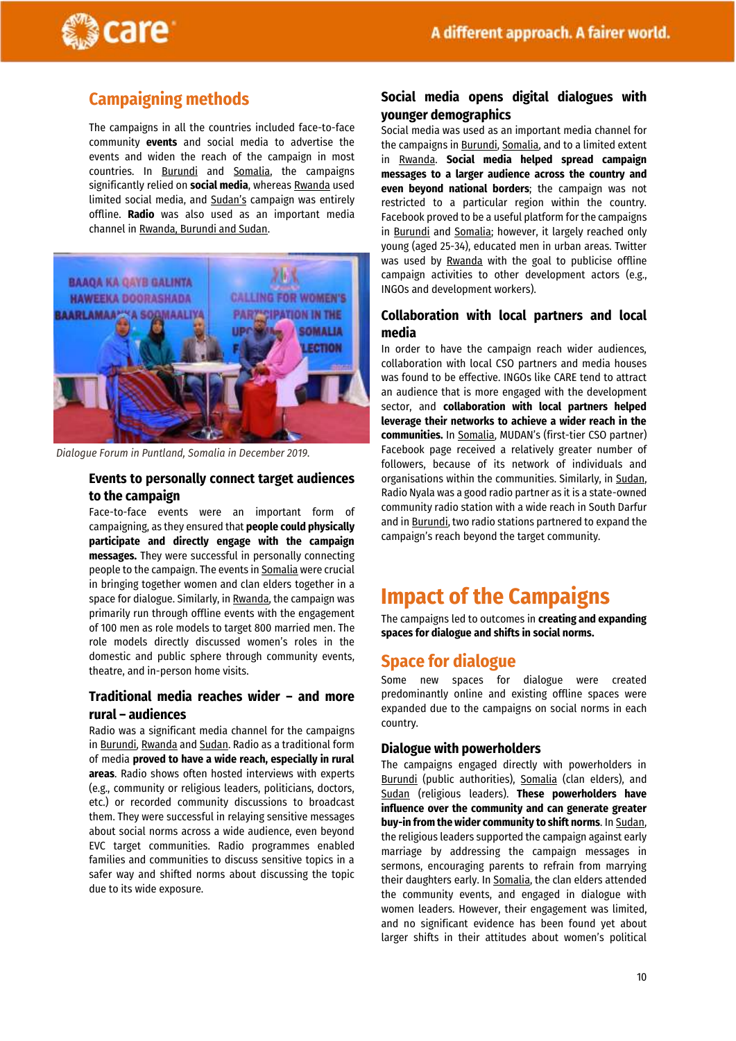## Campaigning methods

The campaigns in all the countries included face-to-face community **events** and social media to advertise the events and widen the reach of the campaign in most countries. In Burundi and Somalia, the campaigns significantly relied on **social media**, whereas Rwanda used limited social media, and Sudan's campaign was entirely offline. **Radio** was also used as an important media channel in Rwanda, Burundi and Sudan.

*Dialogue Forum in Puntland, Somalia in December 2019.*

### Events to personally connect target audiences to the campaign

Face-to-face events were an important form of campaigning, as they ensured that **people could physically participate and directly engage with the campaign messages.** They were successful in personally connecting people to the campaign. The events in Somalia were crucial in bringing together women and clan elders together in a space for dialogue. Similarly, in Rwanda, the campaign was primarily run through offline events with the engagement of 100 men as role models to target 800 married men. The role models directly discussed women's roles in the domestic and public sphere through community events, theatre, and in-person home visits.

### Traditional media reaches wider – and more rural – audiences

Radio was a significant media channel for the campaigns in Burundi, Rwanda and Sudan. Radio as a traditional form of media **proved to have a wide reach, especially in rural areas**. Radio shows often hosted interviews with experts (e.g., community or religious leaders, politicians, doctors, etc.) or recorded community discussions to broadcast them. They were successful in relaying sensitive messages about social norms across a wide audience, even beyond EVC target communities. Radio programmes enabled families and communities to discuss sensitive topics in a safer way and shifted norms about discussing the topic due to its wide exposure.

### Social media opens digital dialogues with younger demographics

Social media was used as an important media channel for the campaigns in Burundi, Somalia, and to a limited extent in Rwanda. **Social media helped spread campaign messages to a larger audience across the country and even beyond national borders**; the campaign was not restricted to a particular region within the country. Facebook proved to be a useful platform for the campaigns in Burundi and Somalia; however, it largely reached only young (aged 25-34), educated men in urban areas. Twitter was used by Rwanda with the goal to publicise offline campaign activities to other development actors (e.g., INGOs and development workers).

### Collaboration with local partners and local media

In order to have the campaign reach wider audiences, collaboration with local CSO partners and media houses was found to be effective. INGOs like CARE tend to attract an audience that is more engaged with the development sector, and **collaboration with local partners helped leverage their networks to achieve a wider reach in the communities.** In Somalia, MUDAN's (first-tier CSO partner) Facebook page received a relatively greater number of followers, because of its network of individuals and organisations within the communities. Similarly, in Sudan, Radio Nyala was a good radio partner as it is a state-owned community radio station with a wide reach in South Darfur and in Burundi, two radio stations partnered to expand the campaign's reach beyond the target community.

# Impact of the Campaigns

The campaigns led to outcomes in **creating and expanding spaces for dialogue and shifts in social norms.**

## Space for dialogue

Some new spaces for dialogue were created predominantly online and existing offline spaces were expanded due to the campaigns on social norms in each country.

### Dialogue with powerholders

The campaigns engaged directly with powerholders in Burundi (public authorities), Somalia (clan elders), and Sudan (religious leaders). **These powerholders have influence over the community and can generate greater buy-in from the wider community to shift norms**. In Sudan, the religious leaders supported the campaign against early marriage by addressing the campaign messages in sermons, encouraging parents to refrain from marrying their daughters early. In Somalia, the clan elders attended the community events, and engaged in dialogue with women leaders. However, their engagement was limited, and no significant evidence has been found yet about larger shifts in their attitudes about women's political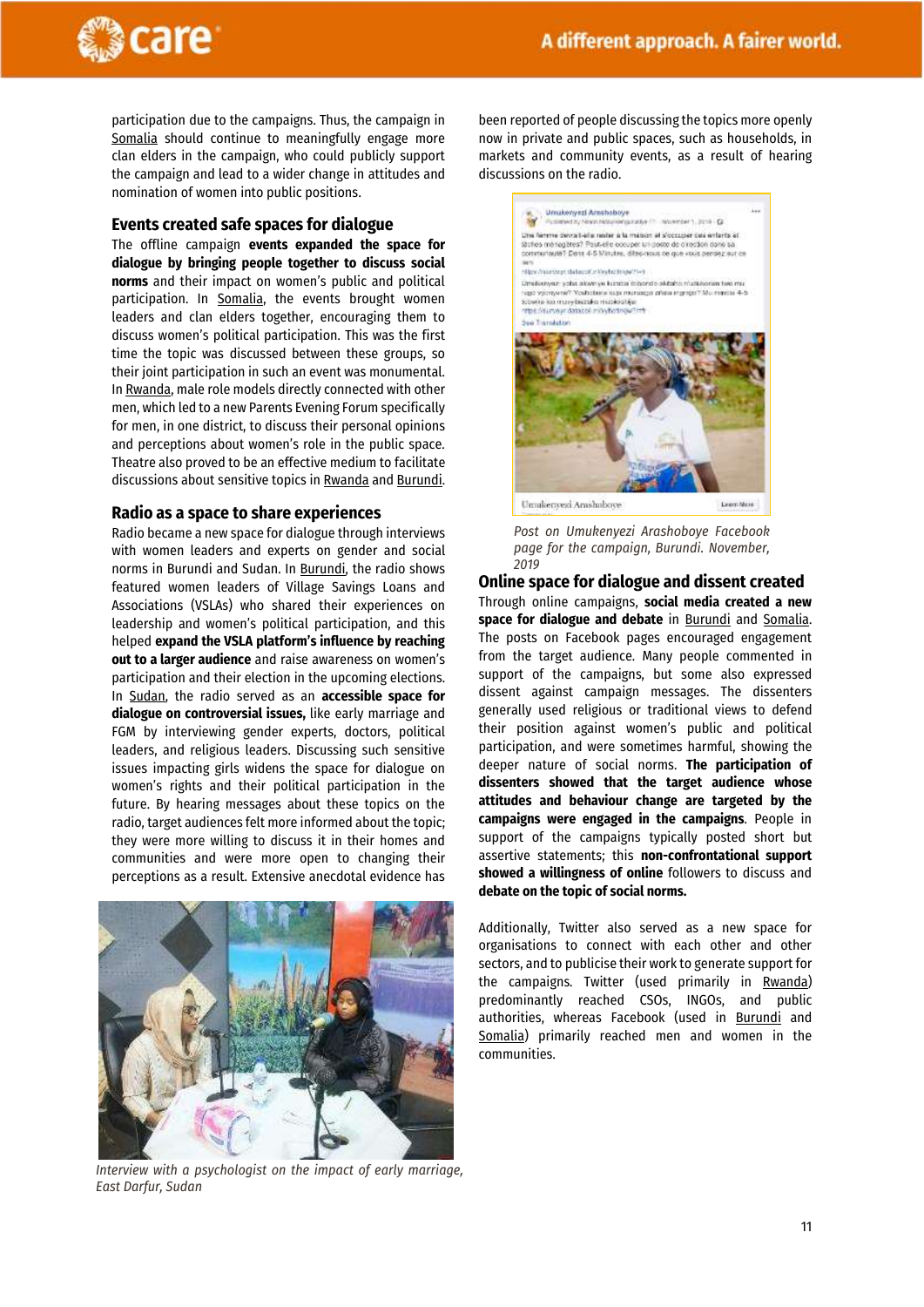participation due to the campaigns. Thus, the campaign in Somalia should continue to meaningfully engage more clan elders in the campaign, who could publicly support the campaign and lead to a wider change in attitudes and nomination of women into public positions.

## Events created safe spaces for dialogue

The offline campaign **events expanded the space for dialogue by bringing people together to discuss social norms** and their impact on women's public and political participation. In Somalia, the events brought women leaders and clan elders together, encouraging them to discuss women's political participation. This was the first time the topic was discussed between these groups, so their joint participation in such an event was monumental. In Rwanda, male role models directly connected with other men, which led to a new Parents Evening Forum specifically for men, in one district, to discuss their personal opinions and perceptions about women's role in the public space. Theatre also proved to be an effective medium to facilitate discussions about sensitive topics in Rwanda and Burundi.

## Radio as a space to share experiences

Radio became a new space for dialogue through interviews with women leaders and experts on gender and social norms in Burundi and Sudan. In Burundi, the radio shows featured women leaders of Village Savings Loans and Associations (VSLAs) who shared their experiences on leadership and women's political participation, and this helped **expand the VSLA platform's influence by reaching out to a larger audience** and raise awareness on women's participation and their election in the upcoming elections. In Sudan, the radio served as an **accessible space for dialogue on controversial issues,** like early marriage and FGM by interviewing gender experts, doctors, political leaders, and religious leaders. Discussing such sensitive issues impacting girls widens the space for dialogue on women's rights and their political participation in the future. By hearing messages about these topics on the radio, target audiences felt more informed about the topic; they were more willing to discuss it in their homes and communities and were more open to changing their perceptions as a result. Extensive anecdotal evidence has been reported of people discussing the topics more openly now in private and public spaces, such as households, in markets and community events, as a result of hearing discussions on the radio.

*Interview with a psychologist on the impact of early marriage, East Darfur, Sudan*

*Post on Umukenyezi Arashoboye Facebook page for the campaign, Burundi. November, 2019*

## Online space for dialogue and dissent created

Through online campaigns, **social media created a new space for dialogue and debate** in Burundi and Somalia. The posts on Facebook pages encouraged engagement from the target audience. Many people commented in support of the campaigns, but some also expressed dissent against campaign messages. The dissenters generally used religious or traditional views to defend their position against women's public and political participation, and were sometimes harmful, showing the deeper nature of social norms. **The participation of dissenters showed that the target audience whose attitudes and behaviour change are targeted by the campaigns were engaged in the campaigns**. People in support of the campaigns typically posted short but assertive statements; this **non-confrontational support showed a willingness of online** followers to discuss and **debate on the topic of social norms.**

Additionally, Twitter also served as a new space for organisations to connect with each other and other sectors, and to publicise their work to generate support for the campaigns. Twitter (used primarily in Rwanda) predominantly reached CSOs, INGOs, and public authorities, whereas Facebook (used in Burundi and Somalia) primarily reached men and women in the communities.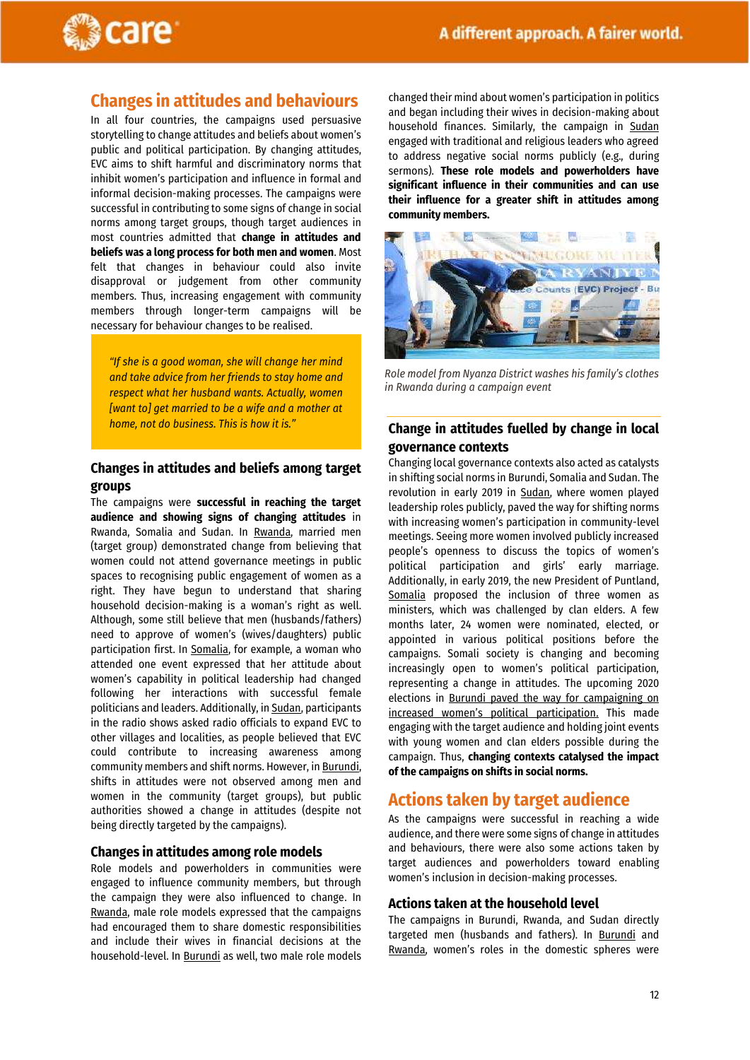## Changes in attitudes and behaviours

In all four countries, the campaigns used persuasive storytelling to change attitudes and beliefs about women's public and political participation. By changing attitudes, EVC aims to shift harmful and discriminatory norms that inhibit women's participation and influence in formal and informal decision-making processes. The campaigns were successful in contributing to some signs of change in social norms among target groups, though target audiences in most countries admitted that **change in attitudes and beliefs was a long process for both men and women**. Most felt that changes in behaviour could also invite disapproval or judgement from other community members. Thus, increasing engagement with community members through longer-term campaigns will be necessary for behaviour changes to be realised.

> *"If she is a good woman, she will change her mind and take advice from her friends to stay home and respect what her husband wants. Actually, women [want to] get married to be a wife and a mother at home, not do business. This is how it is."*

### Changes in attitudes and beliefs among target groups

The campaigns were **successful in reaching the target audience and showing signs of changing attitudes** in Rwanda, Somalia and Sudan. In Rwanda, married men (target group) demonstrated change from believing that women could not attend governance meetings in public spaces to recognising public engagement of women as a right. They have begun to understand that sharing household decision-making is a woman's right as well. Although, some still believe that men (husbands/fathers) need to approve of women's (wives/daughters) public participation first. In Somalia, for example, a woman who attended one event expressed that her attitude about women's capability in political leadership had changed following her interactions with successful female politicians and leaders. Additionally, in Sudan, participants in the radio shows asked radio officials to expand EVC to other villages and localities, as people believed that EVC could contribute to increasing awareness among community members and shift norms. However, in Burundi, shifts in attitudes were not observed among men and women in the community (target groups), but public authorities showed a change in attitudes (despite not being directly targeted by the campaigns).

### Changes in attitudes among role models

Role models and powerholders in communities were engaged to influence community members, but through the campaign they were also influenced to change. In Rwanda, male role models expressed that the campaigns had encouraged them to share domestic responsibilities and include their wives in financial decisions at the household-level. In Burundi as well, two male role models changed their mind about women's participation in politics and began including their wives in decision-making about household finances. Similarly, the campaign in Sudan engaged with traditional and religious leaders who agreed to address negative social norms publicly (e.g., during sermons). **These role models and powerholders have significant influence in their communities and can use their influence for a greater shift in attitudes among community members.**

*Role model from Nyanza District washes his family's clothes in Rwanda during a campaign event*

### Change in attitudes fuelled by change in local governance contexts

Changing local governance contexts also acted as catalysts in shifting social norms in Burundi, Somalia and Sudan. The revolution in early 2019 in Sudan, where women played leadership roles publicly, paved the way for shifting norms with increasing women's participation in community-level meetings. Seeing more women involved publicly increased people's openness to discuss the topics of women's political participation and girls' early marriage. Additionally, in early 2019, the new President of Puntland, Somalia proposed the inclusion of three women as ministers, which was challenged by clan elders. A few months later, 24 women were nominated, elected, or appointed in various political positions before the campaigns. Somali society is changing and becoming increasingly open to women's political participation, representing a change in attitudes. The upcoming 2020 elections in Burundi paved the way for campaigning on increased women's political participation. This made engaging with the target audience and holding joint events with young women and clan elders possible during the campaign. Thus, **changing contexts catalysed the impact of the campaigns on shifts in social norms.**

## Actions taken by target audience

As the campaigns were successful in reaching a wide audience, and there were some signs of change in attitudes and behaviours, there were also some actions taken by target audiences and powerholders toward enabling women's inclusion in decision-making processes.

### Actions taken at the household level

The campaigns in Burundi, Rwanda, and Sudan directly targeted men (husbands and fathers). In Burundi and Rwanda, women's roles in the domestic spheres were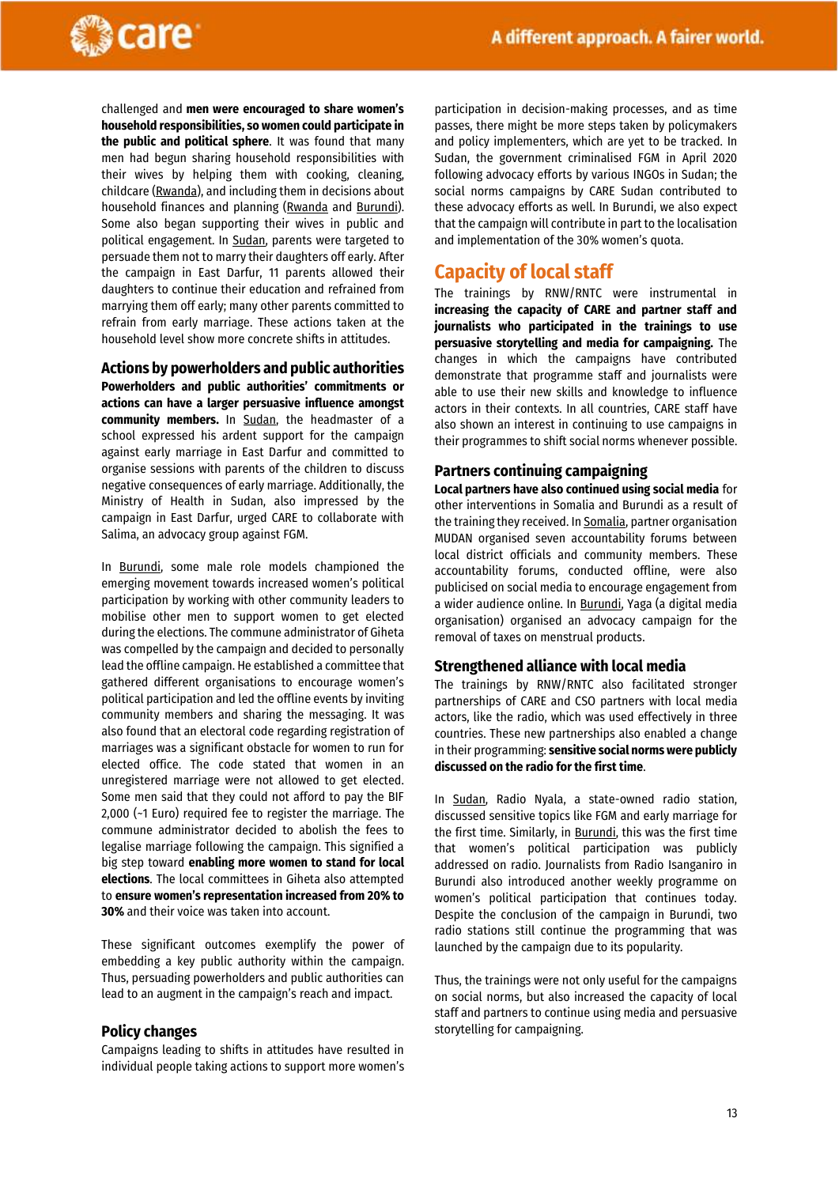challenged and **men were encouraged to share women's household responsibilities, so women could participate in the public and political sphere**. It was found that many men had begun sharing household responsibilities with their wives by helping them with cooking, cleaning, childcare (Rwanda), and including them in decisions about household finances and planning (Rwanda and Burundi). Some also began supporting their wives in public and political engagement. In Sudan, parents were targeted to persuade them not to marry their daughters off early. After the campaign in East Darfur, 11 parents allowed their daughters to continue their education and refrained from marrying them off early; many other parents committed to refrain from early marriage. These actions taken at the household level show more concrete shifts in attitudes.

### Actions by powerholders and public authorities

**Powerholders and public authorities' commitments or actions can have a larger persuasive influence amongst community members.** In Sudan, the headmaster of a school expressed his ardent support for the campaign against early marriage in East Darfur and committed to organise sessions with parents of the children to discuss negative consequences of early marriage. Additionally, the Ministry of Health in Sudan, also impressed by the campaign in East Darfur, urged CARE to collaborate with Salima, an advocacy group against FGM.

In Burundi, some male role models championed the emerging movement towards increased women's political participation by working with other community leaders to mobilise other men to support women to get elected during the elections. The commune administrator of Giheta was compelled by the campaign and decided to personally lead the offline campaign. He established a committee that gathered different organisations to encourage women's political participation and led the offline events by inviting community members and sharing the messaging. It was also found that an electoral code regarding registration of marriages was a significant obstacle for women to run for elected office. The code stated that women in an unregistered marriage were not allowed to get elected. Some men said that they could not afford to pay the BIF 2,000 (~1 Euro) required fee to register the marriage. The commune administrator decided to abolish the fees to legalise marriage following the campaign. This signified a big step toward **enabling more women to stand for local elections**. The local committees in Giheta also attempted to **ensure women's representation increased from 20% to 30%** and their voice was taken into account.

These significant outcomes exemplify the power of embedding a key public authority within the campaign. Thus, persuading powerholders and public authorities can lead to an augment in the campaign's reach and impact.

### Policy changes

Campaigns leading to shifts in attitudes have resulted in individual people taking actions to support more women's participation in decision-making processes, and as time passes, there might be more steps taken by policymakers and policy implementers, which are yet to be tracked. In Sudan, the government criminalised FGM in April 2020 following advocacy efforts by various INGOs in Sudan; the social norms campaigns by CARE Sudan contributed to these advocacy efforts as well. In Burundi, we also expect that the campaign will contribute in part to the localisation and implementation of the 30% women's quota.

## Capacity of local staff

The trainings by RNW/RNTC were instrumental in **increasing the capacity of CARE and partner staff and journalists who participated in the trainings to use persuasive storytelling and media for campaigning.** The changes in which the campaigns have contributed demonstrate that programme staff and journalists were able to use their new skills and knowledge to influence actors in their contexts. In all countries, CARE staff have also shown an interest in continuing to use campaigns in their programmes to shift social norms whenever possible.

### Partners continuing campaigning

**Local partners have also continued using social media** for other interventions in Somalia and Burundi as a result of the training they received. In Somalia, partner organisation MUDAN organised seven accountability forums between local district officials and community members. These accountability forums, conducted offline, were also publicised on social media to encourage engagement from a wider audience online. In Burundi, Yaga (a digital media organisation) organised an advocacy campaign for the removal of taxes on menstrual products.

### Strengthened alliance with local media

The trainings by RNW/RNTC also facilitated stronger partnerships of CARE and CSO partners with local media actors, like the radio, which was used effectively in three countries. These new partnerships also enabled a change in their programming: **sensitive social norms were publicly discussed on the radio for the first time**.

In Sudan, Radio Nyala, a state-owned radio station, discussed sensitive topics like FGM and early marriage for the first time. Similarly, in Burundi, this was the first time that women's political participation was publicly addressed on radio. Journalists from Radio Isanganiro in Burundi also introduced another weekly programme on women's political participation that continues today. Despite the conclusion of the campaign in Burundi, two radio stations still continue the programming that was launched by the campaign due to its popularity.

Thus, the trainings were not only useful for the campaigns on social norms, but also increased the capacity of local staff and partners to continue using media and persuasive storytelling for campaigning.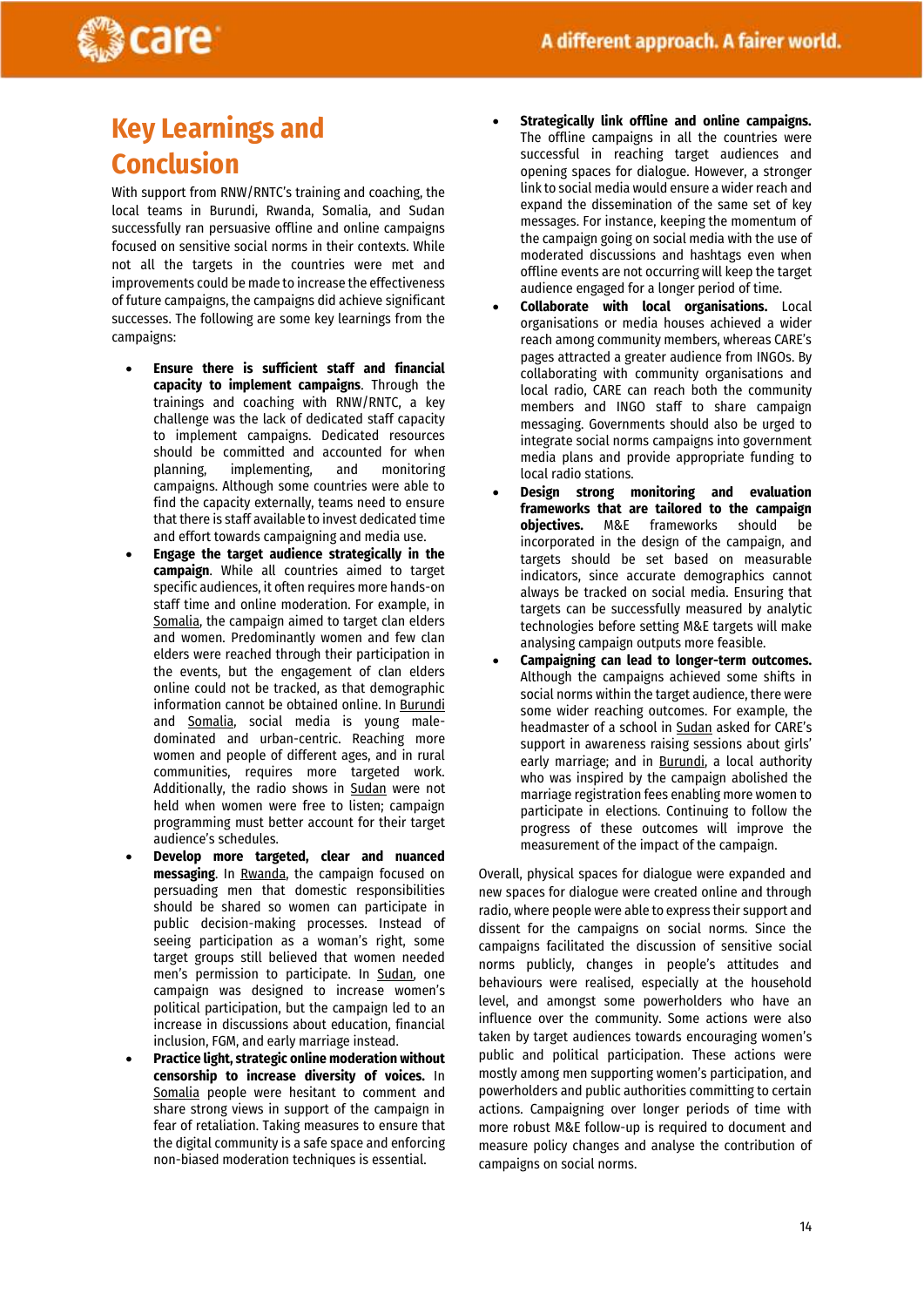# Key Learnings and Conclusion

With support from RNW/RNTC's training and coaching, the local teams in Burundi, Rwanda, Somalia, and Sudan successfully ran persuasive offline and online campaigns focused on sensitive social norms in their contexts. While not all the targets in the countries were met and improvements could be made to increase the effectiveness of future campaigns, the campaigns did achieve significant successes. The following are some key learnings from the campaigns:

- **Ensure there is sufficient staff and financial capacity to implement campaigns**. Through the trainings and coaching with RNW/RNTC, a key challenge was the lack of dedicated staff capacity to implement campaigns. Dedicated resources should be committed and accounted for when planning, implementing, and monitoring campaigns. Although some countries were able to find the capacity externally, teams need to ensure that there is staff available to invest dedicated time and effort towards campaigning and media use.
- **Engage the target audience strategically in the campaign**. While all countries aimed to target specific audiences, it often requires more hands-on staff time and online moderation. For example, in Somalia, the campaign aimed to target clan elders and women. Predominantly women and few clan elders were reached through their participation in the events, but the engagement of clan elders online could not be tracked, as that demographic information cannot be obtained online. In Burundi and Somalia, social media is young male-dominated and urban-centric. Reaching more women and people of different ages, and in rural communities, requires more targeted work. Additionally, the radio shows in Sudan were not held when women were free to listen; campaign programming must better account for their target audience's schedules.
- **Develop more targeted, clear and nuanced messaging**. In Rwanda, the campaign focused on persuading men that domestic responsibilities should be shared so women can participate in public decision-making processes. Instead of seeing participation as a woman's right, some target groups still believed that women needed men's permission to participate. In Sudan, one campaign was designed to increase women's political participation, but the campaign led to an increase in discussions about education, financial inclusion, FGM, and early marriage instead.
- **Practice light, strategic online moderation without censorship to increase diversity of voices.** In Somalia people were hesitant to comment and share strong views in support of the campaign in fear of retaliation. Taking measures to ensure that the digital community is a safe space and enforcing non-biased moderation techniques is essential.
- **Strategically link offline and online campaigns.** The offline campaigns in all the countries were successful in reaching target audiences and opening spaces for dialogue. However, a stronger link to social media would ensure a wider reach and expand the dissemination of the same set of key messages. For instance, keeping the momentum of the campaign going on social media with the use of moderated discussions and hashtags even when offline events are not occurring will keep the target audience engaged for a longer period of time.
- **Collaborate with local organisations.** Local organisations or media houses achieved a wider reach among community members, whereas CARE's pages attracted a greater audience from INGOs. By collaborating with community organisations and local radio, CARE can reach both the community members and INGO staff to share campaign messaging. Governments should also be urged to integrate social norms campaigns into government media plans and provide appropriate funding to local radio stations.
- **Design strong monitoring and evaluation frameworks that are tailored to the campaign objectives.** M&E frameworks should be incorporated in the design of the campaign, and targets should be set based on measurable indicators, since accurate demographics cannot always be tracked on social media. Ensuring that targets can be successfully measured by analytic technologies before setting M&E targets will make analysing campaign outputs more feasible.
- **Campaigning can lead to longer-term outcomes.** Although the campaigns achieved some shifts in social norms within the target audience, there were some wider reaching outcomes. For example, the headmaster of a school in Sudan asked for CARE's support in awareness raising sessions about girls' early marriage; and in Burundi, a local authority who was inspired by the campaign abolished the marriage registration fees enabling more women to participate in elections. Continuing to follow the progress of these outcomes will improve the measurement of the impact of the campaign.

Overall, physical spaces for dialogue were expanded and new spaces for dialogue were created online and through radio, where people were able to express their support and dissent for the campaigns on social norms. Since the campaigns facilitated the discussion of sensitive social norms publicly, changes in people's attitudes and behaviours were realised, especially at the household level, and amongst some powerholders who have an influence over the community. Some actions were also taken by target audiences towards encouraging women's public and political participation. These actions were mostly among men supporting women's participation, and powerholders and public authorities committing to certain actions. Campaigning over longer periods of time with more robust M&E follow-up is required to document and measure policy changes and analyse the contribution of campaigns on social norms.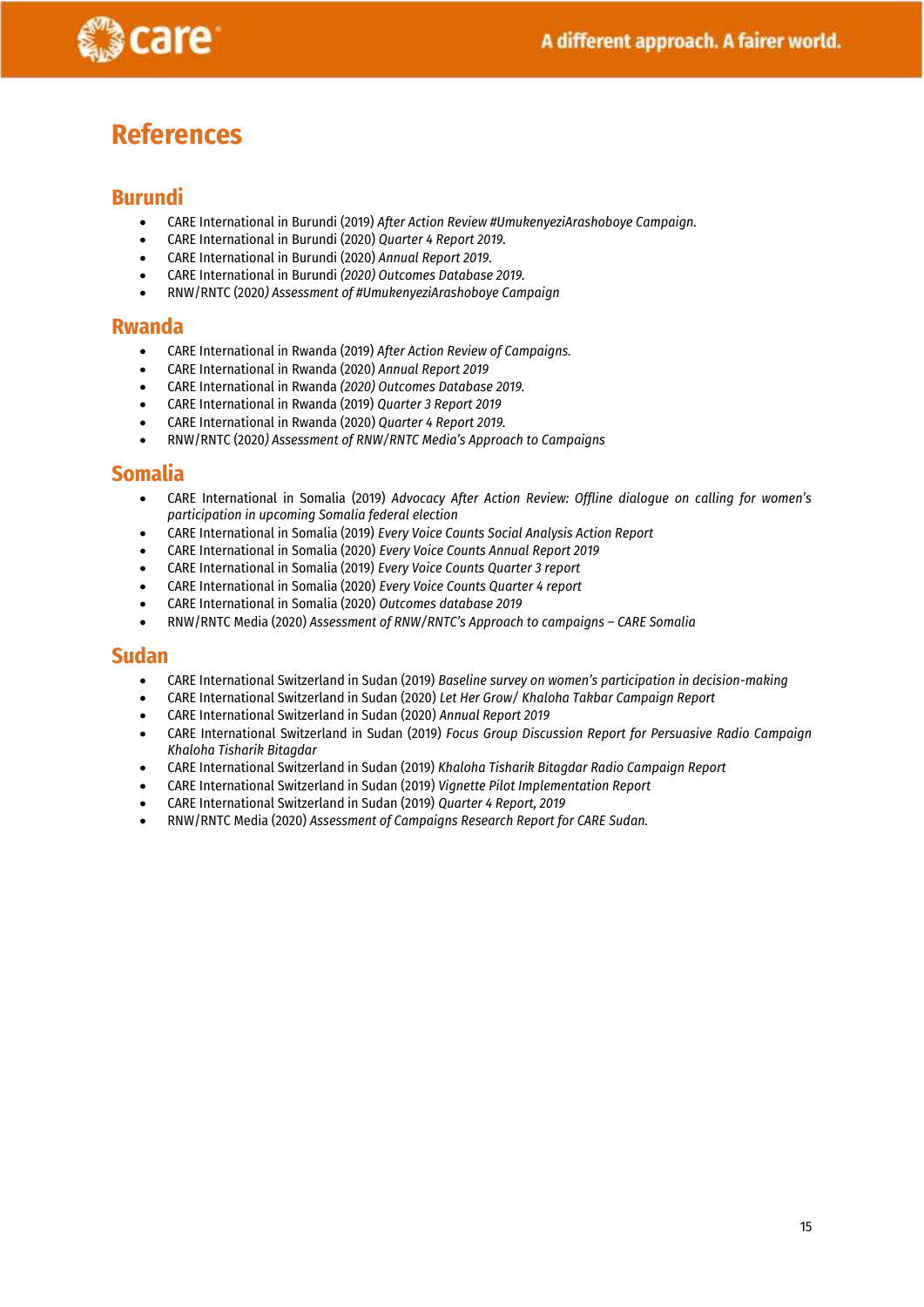# References

## Burundi

- CARE International in Burundi (2019) *After Action Review #UmukenyeziArashoboye Campaign.*
- CARE International in Burundi (2020) *Quarter 4 Report 2019.*
- CARE International in Burundi (2020) *Annual Report 2019.*
- CARE International in Burundi *(2020) Outcomes Database 2019.*
- RNW/RNTC (2020) *Assessment of #UmukenyeziArashoboye Campaign*

## Rwanda

- CARE International in Rwanda (2019) *After Action Review of Campaigns.*
- CARE International in Rwanda (2020) *Annual Report 2019*
- CARE International in Rwanda *(2020) Outcomes Database 2019.*
- CARE International in Rwanda (2019) *Quarter 3 Report 2019*
- CARE International in Rwanda (2020) *Quarter 4 Report 2019.*
- RNW/RNTC (2020) *Assessment of RNW/RNTC Media's Approach to Campaigns*

## Somalia

- CARE International in Somalia (2019) *Advocacy After Action Review: Offline dialogue on calling for women's participation in upcoming Somalia federal election*
- CARE International in Somalia (2019) *Every Voice Counts Social Analysis Action Report*
- CARE International in Somalia (2020) *Every Voice Counts Annual Report 2019*
- CARE International in Somalia (2019) *Every Voice Counts Quarter 3 report*
- CARE International in Somalia (2020) *Every Voice Counts Quarter 4 report*
- CARE International in Somalia (2020) *Outcomes database 2019*
- RNW/RNTC Media (2020) *Assessment of RNW/RNTC's Approach to campaigns – CARE Somalia*

## Sudan

- CARE International Switzerland in Sudan (2019) *Baseline survey on women's participation in decision-making*
- CARE International Switzerland in Sudan (2020) *Let Her Grow/ Khaloha Takbar Campaign Report*
- CARE International Switzerland in Sudan (2020) *Annual Report 2019*
- CARE International Switzerland in Sudan (2019) *Focus Group Discussion Report for Persuasive Radio Campaign Khaloha Tisharik Bitagdar*
- CARE International Switzerland in Sudan (2019) *Khaloha Tisharik Bitagdar Radio Campaign Report*
- CARE International Switzerland in Sudan (2019) *Vignette Pilot Implementation Report*
- CARE International Switzerland in Sudan (2019) *Quarter 4 Report, 2019*
- RNW/RNTC Media (2020) *Assessment of Campaigns Research Report for CARE Sudan.*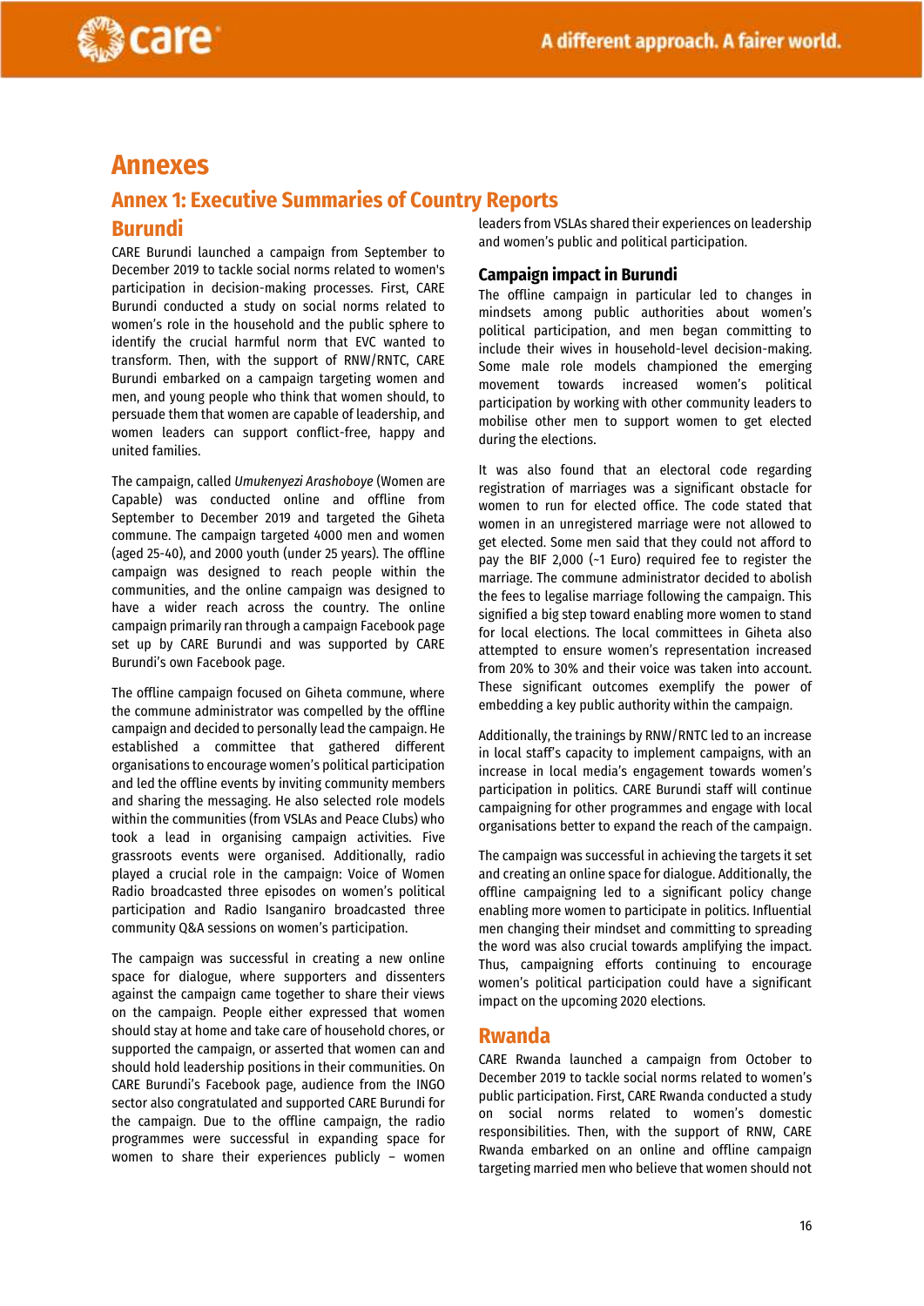# Annexes

## Annex 1: Executive Summaries of Country Reports

### Burundi

CARE Burundi launched a campaign from September to December 2019 to tackle social norms related to women's participation in decision-making processes. First, CARE Burundi conducted a study on social norms related to women's role in the household and the public sphere to identify the crucial harmful norm that EVC wanted to transform. Then, with the support of RNW/RNTC, CARE Burundi embarked on a campaign targeting women and men, and young people who think that women should, to persuade them that women are capable of leadership, and women leaders can support conflict-free, happy and united families.

The campaign, called *Umukenyezi Arashoboye* (Women are Capable) was conducted online and offline from September to December 2019 and targeted the Giheta commune. The campaign targeted 4000 men and women (aged 25-40), and 2000 youth (under 25 years). The offline campaign was designed to reach people within the communities, and the online campaign was designed to have a wider reach across the country. The online campaign primarily ran through a campaign Facebook page set up by CARE Burundi and was supported by CARE Burundi's own Facebook page.

The offline campaign focused on Giheta commune, where the commune administrator was compelled by the offline campaign and decided to personally lead the campaign. He established a committee that gathered different organisations to encourage women's political participation and led the offline events by inviting community members and sharing the messaging. He also selected role models within the communities (from VSLAs and Peace Clubs) who took a lead in organising campaign activities. Five grassroots events were organised. Additionally, radio played a crucial role in the campaign: Voice of Women Radio broadcasted three episodes on women's political participation and Radio Isanganiro broadcasted three community Q&A sessions on women's participation.

The campaign was successful in creating a new online space for dialogue, where supporters and dissenters against the campaign came together to share their views on the campaign. People either expressed that women should stay at home and take care of household chores, or supported the campaign, or asserted that women can and should hold leadership positions in their communities. On CARE Burundi's Facebook page, audience from the INGO sector also congratulated and supported CARE Burundi for the campaign. Due to the offline campaign, the radio programmes were successful in expanding space for women to share their experiences publicly – women leaders from VSLAs shared their experiences on leadership and women's public and political participation.

#### Campaign impact in Burundi

The offline campaign in particular led to changes in mindsets among public authorities about women's political participation, and men began committing to include their wives in household-level decision-making. Some male role models championed the emerging movement towards increased women's political participation by working with other community leaders to mobilise other men to support women to get elected during the elections.

It was also found that an electoral code regarding registration of marriages was a significant obstacle for women to run for elected office. The code stated that women in an unregistered marriage were not allowed to get elected. Some men said that they could not afford to pay the BIF 2,000 (~1 Euro) required fee to register the marriage. The commune administrator decided to abolish the fees to legalise marriage following the campaign. This signified a big step toward enabling more women to stand for local elections. The local committees in Giheta also attempted to ensure women's representation increased from 20% to 30% and their voice was taken into account. These significant outcomes exemplify the power of embedding a key public authority within the campaign.

Additionally, the trainings by RNW/RNTC led to an increase in local staff's capacity to implement campaigns, with an increase in local media's engagement towards women's participation in politics. CARE Burundi staff will continue campaigning for other programmes and engage with local organisations better to expand the reach of the campaign.

The campaign was successful in achieving the targets it set and creating an online space for dialogue. Additionally, the offline campaigning led to a significant policy change enabling more women to participate in politics. Influential men changing their mindset and committing to spreading the word was also crucial towards amplifying the impact. Thus, campaigning efforts continuing to encourage women's political participation could have a significant impact on the upcoming 2020 elections.

### Rwanda

CARE Rwanda launched a campaign from October to December 2019 to tackle social norms related to women's public participation. First, CARE Rwanda conducted a study on social norms related to women's domestic responsibilities. Then, with the support of RNW, CARE Rwanda embarked on an online and offline campaign targeting married men who believe that women should not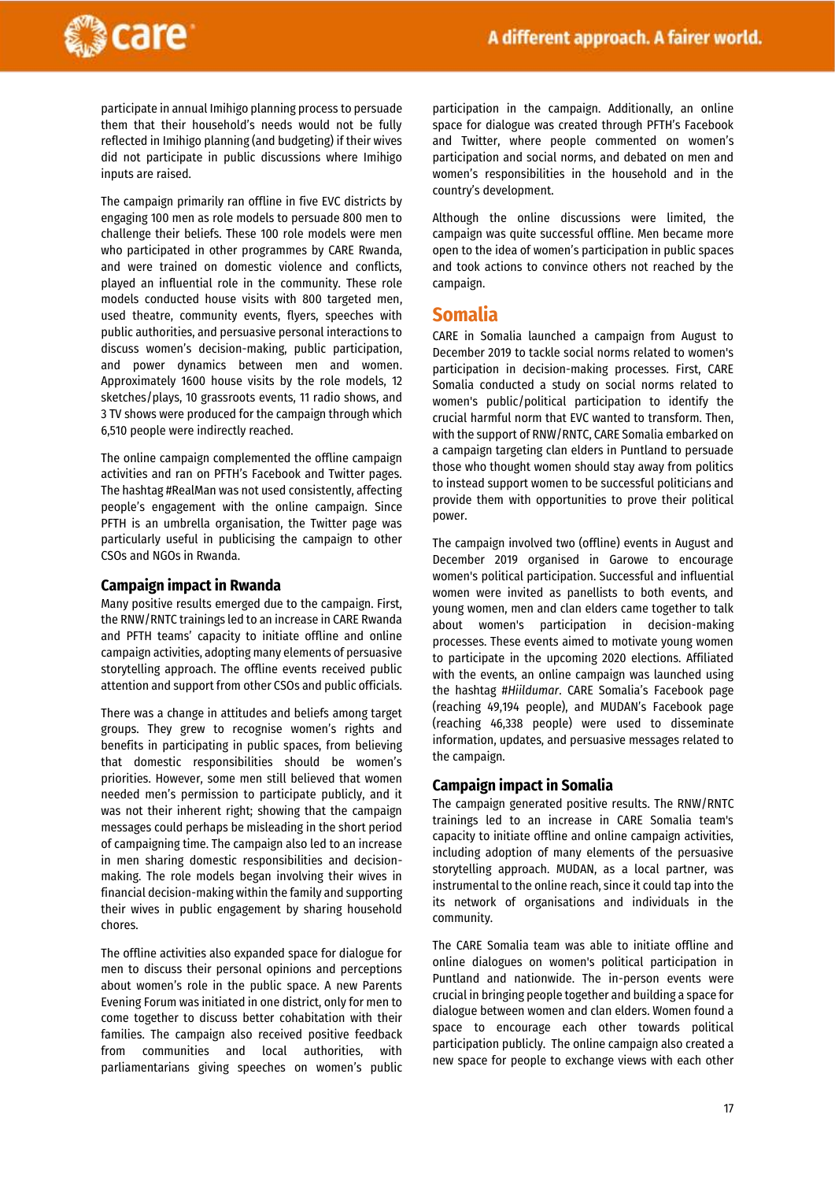participate in annual Imihigo planning process to persuade them that their household's needs would not be fully reflected in Imihigo planning (and budgeting) if their wives did not participate in public discussions where Imihigo inputs are raised.

The campaign primarily ran offline in five EVC districts by engaging 100 men as role models to persuade 800 men to challenge their beliefs. These 100 role models were men who participated in other programmes by CARE Rwanda, and were trained on domestic violence and conflicts, played an influential role in the community. These role models conducted house visits with 800 targeted men, used theatre, community events, flyers, speeches with public authorities, and persuasive personal interactions to discuss women's decision-making, public participation, and power dynamics between men and women. Approximately 1600 house visits by the role models, 12 sketches/plays, 10 grassroots events, 11 radio shows, and 3 TV shows were produced for the campaign through which 6,510 people were indirectly reached.

The online campaign complemented the offline campaign activities and ran on PFTH's Facebook and Twitter pages. The hashtag #RealMan was not used consistently, affecting people's engagement with the online campaign. Since PFTH is an umbrella organisation, the Twitter page was particularly useful in publicising the campaign to other CSOs and NGOs in Rwanda.

### Campaign impact in Rwanda

Many positive results emerged due to the campaign. First, the RNW/RNTC trainings led to an increase in CARE Rwanda and PFTH teams' capacity to initiate offline and online campaign activities, adopting many elements of persuasive storytelling approach. The offline events received public attention and support from other CSOs and public officials.

There was a change in attitudes and beliefs among target groups. They grew to recognise women's rights and benefits in participating in public spaces, from believing that domestic responsibilities should be women's priorities. However, some men still believed that women needed men's permission to participate publicly, and it was not their inherent right; showing that the campaign messages could perhaps be misleading in the short period of campaigning time. The campaign also led to an increase in men sharing domestic responsibilities and decision-making. The role models began involving their wives in financial decision-making within the family and supporting their wives in public engagement by sharing household chores.

The offline activities also expanded space for dialogue for men to discuss their personal opinions and perceptions about women's role in the public space. A new Parents Evening Forum was initiated in one district, only for men to come together to discuss better cohabitation with their families. The campaign also received positive feedback from communities and local authorities, with parliamentarians giving speeches on women's public participation in the campaign. Additionally, an online space for dialogue was created through PFTH's Facebook and Twitter, where people commented on women's participation and social norms, and debated on men and women's responsibilities in the household and in the country's development.

Although the online discussions were limited, the campaign was quite successful offline. Men became more open to the idea of women's participation in public spaces and took actions to convince others not reached by the campaign.

## Somalia

CARE in Somalia launched a campaign from August to December 2019 to tackle social norms related to women's participation in decision-making processes. First, CARE Somalia conducted a study on social norms related to women's public/political participation to identify the crucial harmful norm that EVC wanted to transform. Then, with the support of RNW/RNTC, CARE Somalia embarked on a campaign targeting clan elders in Puntland to persuade those who thought women should stay away from politics to instead support women to be successful politicians and provide them with opportunities to prove their political power.

The campaign involved two (offline) events in August and December 2019 organised in Garowe to encourage women's political participation. Successful and influential women were invited as panellists to both events, and young women, men and clan elders came together to talk about women's participation in decision-making processes. These events aimed to motivate young women to participate in the upcoming 2020 elections. Affiliated with the events, an online campaign was launched using the hashtag #*Hiildumar*. CARE Somalia's Facebook page (reaching 49,194 people), and MUDAN's Facebook page (reaching 46,338 people) were used to disseminate information, updates, and persuasive messages related to the campaign.

### Campaign impact in Somalia

The campaign generated positive results. The RNW/RNTC trainings led to an increase in CARE Somalia team's capacity to initiate offline and online campaign activities, including adoption of many elements of the persuasive storytelling approach. MUDAN, as a local partner, was instrumental to the online reach, since it could tap into the its network of organisations and individuals in the community.

The CARE Somalia team was able to initiate offline and online dialogues on women's political participation in Puntland and nationwide. The in-person events were crucial in bringing people together and building a space for dialogue between women and clan elders. Women found a space to encourage each other towards political participation publicly. The online campaign also created a new space for people to exchange views with each other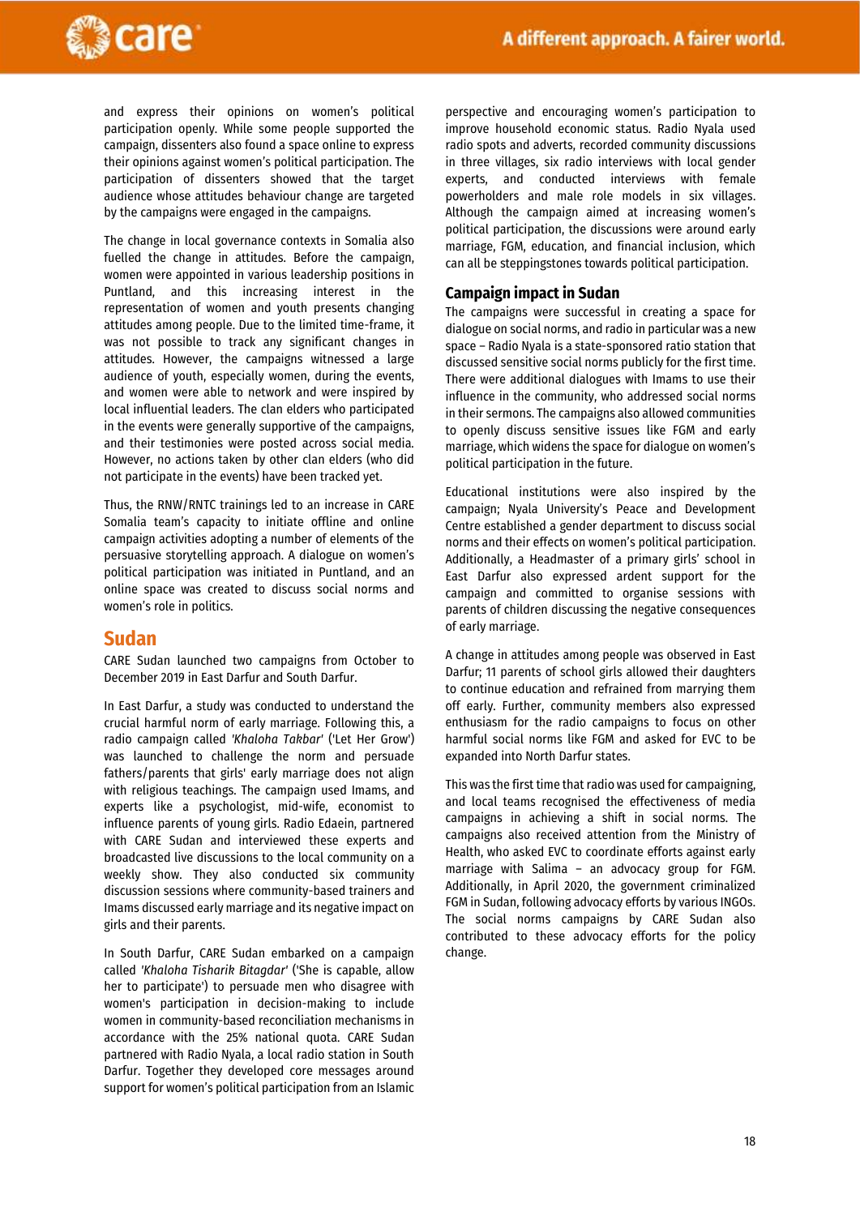and express their opinions on women's political participation openly. While some people supported the campaign, dissenters also found a space online to express their opinions against women's political participation. The participation of dissenters showed that the target audience whose attitudes behaviour change are targeted by the campaigns were engaged in the campaigns.

The change in local governance contexts in Somalia also fuelled the change in attitudes. Before the campaign, women were appointed in various leadership positions in Puntland, and this increasing interest in the representation of women and youth presents changing attitudes among people. Due to the limited time-frame, it was not possible to track any significant changes in attitudes. However, the campaigns witnessed a large audience of youth, especially women, during the events, and women were able to network and were inspired by local influential leaders. The clan elders who participated in the events were generally supportive of the campaigns, and their testimonies were posted across social media. However, no actions taken by other clan elders (who did not participate in the events) have been tracked yet.

Thus, the RNW/RNTC trainings led to an increase in CARE Somalia team's capacity to initiate offline and online campaign activities adopting a number of elements of the persuasive storytelling approach. A dialogue on women's political participation was initiated in Puntland, and an online space was created to discuss social norms and women's role in politics.

## Sudan

CARE Sudan launched two campaigns from October to December 2019 in East Darfur and South Darfur.

In East Darfur, a study was conducted to understand the crucial harmful norm of early marriage. Following this, a radio campaign called *'Khaloha Takbar'* ('Let Her Grow') was launched to challenge the norm and persuade fathers/parents that girls' early marriage does not align with religious teachings. The campaign used Imams, and experts like a psychologist, mid-wife, economist to influence parents of young girls. Radio Edaein, partnered with CARE Sudan and interviewed these experts and broadcasted live discussions to the local community on a weekly show. They also conducted six community discussion sessions where community-based trainers and Imams discussed early marriage and its negative impact on girls and their parents.

In South Darfur, CARE Sudan embarked on a campaign called *'Khaloha Tisharik Bitagdar'* ('She is capable, allow her to participate') to persuade men who disagree with women's participation in decision-making to include women in community-based reconciliation mechanisms in accordance with the 25% national quota. CARE Sudan partnered with Radio Nyala, a local radio station in South Darfur. Together they developed core messages around support for women's political participation from an Islamic perspective and encouraging women's participation to improve household economic status. Radio Nyala used radio spots and adverts, recorded community discussions in three villages, six radio interviews with local gender experts, and conducted interviews with female powerholders and male role models in six villages. Although the campaign aimed at increasing women's political participation, the discussions were around early marriage, FGM, education, and financial inclusion, which can all be steppingstones towards political participation.

### Campaign impact in Sudan

The campaigns were successful in creating a space for dialogue on social norms, and radio in particular was a new space – Radio Nyala is a state-sponsored ratio station that discussed sensitive social norms publicly for the first time. There were additional dialogues with Imams to use their influence in the community, who addressed social norms in their sermons. The campaigns also allowed communities to openly discuss sensitive issues like FGM and early marriage, which widens the space for dialogue on women's political participation in the future.

Educational institutions were also inspired by the campaign; Nyala University's Peace and Development Centre established a gender department to discuss social norms and their effects on women's political participation. Additionally, a Headmaster of a primary girls' school in East Darfur also expressed ardent support for the campaign and committed to organise sessions with parents of children discussing the negative consequences of early marriage.

A change in attitudes among people was observed in East Darfur; 11 parents of school girls allowed their daughters to continue education and refrained from marrying them off early. Further, community members also expressed enthusiasm for the radio campaigns to focus on other harmful social norms like FGM and asked for EVC to be expanded into North Darfur states.

This was the first time that radio was used for campaigning, and local teams recognised the effectiveness of media campaigns in achieving a shift in social norms. The campaigns also received attention from the Ministry of Health, who asked EVC to coordinate efforts against early marriage with Salima – an advocacy group for FGM. Additionally, in April 2020, the government criminalized FGM in Sudan, following advocacy efforts by various INGOs. The social norms campaigns by CARE Sudan also contributed to these advocacy efforts for the policy change.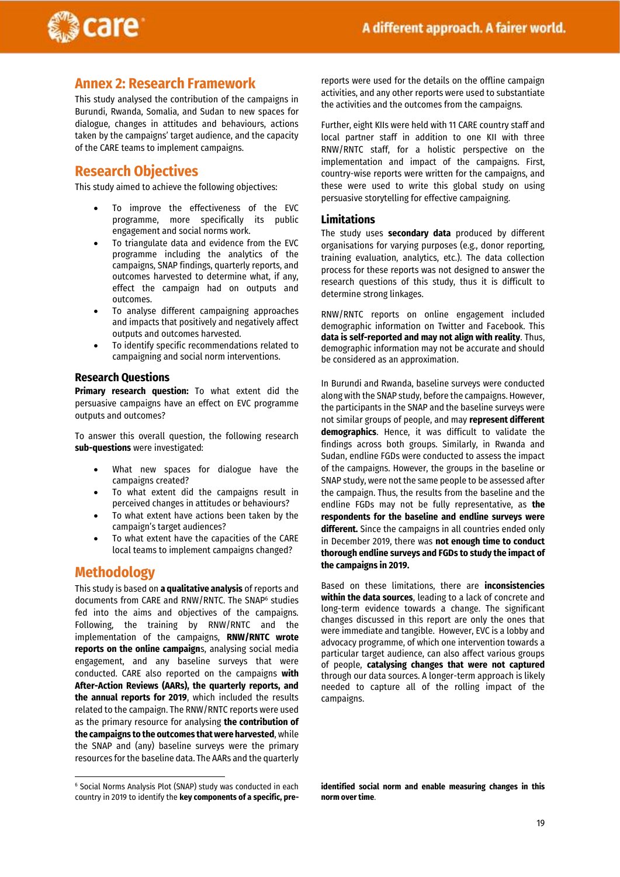## Annex 2: Research Framework

This study analysed the contribution of the campaigns in Burundi, Rwanda, Somalia, and Sudan to new spaces for dialogue, changes in attitudes and behaviours, actions taken by the campaigns' target audience, and the capacity of the CARE teams to implement campaigns.

## Research Objectives

This study aimed to achieve the following objectives:

- To improve the effectiveness of the EVC programme, more specifically its public engagement and social norms work.
- To triangulate data and evidence from the EVC programme including the analytics of the campaigns, SNAP findings, quarterly reports, and outcomes harvested to determine what, if any, effect the campaign had on outputs and outcomes.
- To analyse different campaigning approaches and impacts that positively and negatively affect outputs and outcomes harvested.
- To identify specific recommendations related to campaigning and social norm interventions.

### Research Questions

**Primary research question:** To what extent did the persuasive campaigns have an effect on EVC programme outputs and outcomes?

To answer this overall question, the following research **sub-questions** were investigated:

- What new spaces for dialogue have the campaigns created?
- To what extent did the campaigns result in perceived changes in attitudes or behaviours?
- To what extent have actions been taken by the campaign's target audiences?
- To what extent have the capacities of the CARE local teams to implement campaigns changed?

## Methodology

This study is based on **a qualitative analysis** of reports and documents from CARE and RNW/RNTC. The SNAP[6] studies fed into the aims and objectives of the campaigns. Following, the training by RNW/RNTC and the implementation of the campaigns, **RNW/RNTC wrote reports on the online campaign**s, analysing social media engagement, and any baseline surveys that were conducted. CARE also reported on the campaigns **with After-Action Reviews (AARs), the quarterly reports, and the annual reports for 2019**, which included the results related to the campaign. The RNW/RNTC reports were used as the primary resource for analysing **the contribution of the campaigns to the outcomes that were harvested**, while the SNAP and (any) baseline surveys were the primary resources for the baseline data. The AARs and the quarterly reports were used for the details on the offline campaign activities, and any other reports were used to substantiate the activities and the outcomes from the campaigns.

Further, eight KIIs were held with 11 CARE country staff and local partner staff in addition to one KII with three RNW/RNTC staff, for a holistic perspective on the implementation and impact of the campaigns. First, country-wise reports were written for the campaigns, and these were used to write this global study on using persuasive storytelling for effective campaigning.

### Limitations

The study uses **secondary data** produced by different organisations for varying purposes (e.g., donor reporting, training evaluation, analytics, etc.). The data collection process for these reports was not designed to answer the research questions of this study, thus it is difficult to determine strong linkages.

RNW/RNTC reports on online engagement included demographic information on Twitter and Facebook. This **data is self-reported and may not align with reality**. Thus, demographic information may not be accurate and should be considered as an approximation.

In Burundi and Rwanda, baseline surveys were conducted along with the SNAP study, before the campaigns. However, the participants in the SNAP and the baseline surveys were not similar groups of people, and may **represent different demographics**. Hence, it was difficult to validate the findings across both groups. Similarly, in Rwanda and Sudan, endline FGDs were conducted to assess the impact of the campaigns. However, the groups in the baseline or SNAP study, were not the same people to be assessed after the campaign. Thus, the results from the baseline and the endline FGDs may not be fully representative, as **the respondents for the baseline and endline surveys were different.** Since the campaigns in all countries ended only in December 2019, there was **not enough time to conduct thorough endline surveys and FGDs to study the impact of the campaigns in 2019.**

Based on these limitations, there are **inconsistencies within the data sources**, leading to a lack of concrete and long-term evidence towards a change. The significant changes discussed in this report are only the ones that were immediate and tangible. However, EVC is a lobby and advocacy programme, of which one intervention towards a particular target audience, can also affect various groups of people, **catalysing changes that were not captured** through our data sources. A longer-term approach is likely needed to capture all of the rolling impact of the campaigns.

---

[6] Social Norms Analysis Plot (SNAP) study was conducted in each country in 2019 to identify the **key components of a specific, pre-identified social norm and enable measuring changes in this norm over time**.